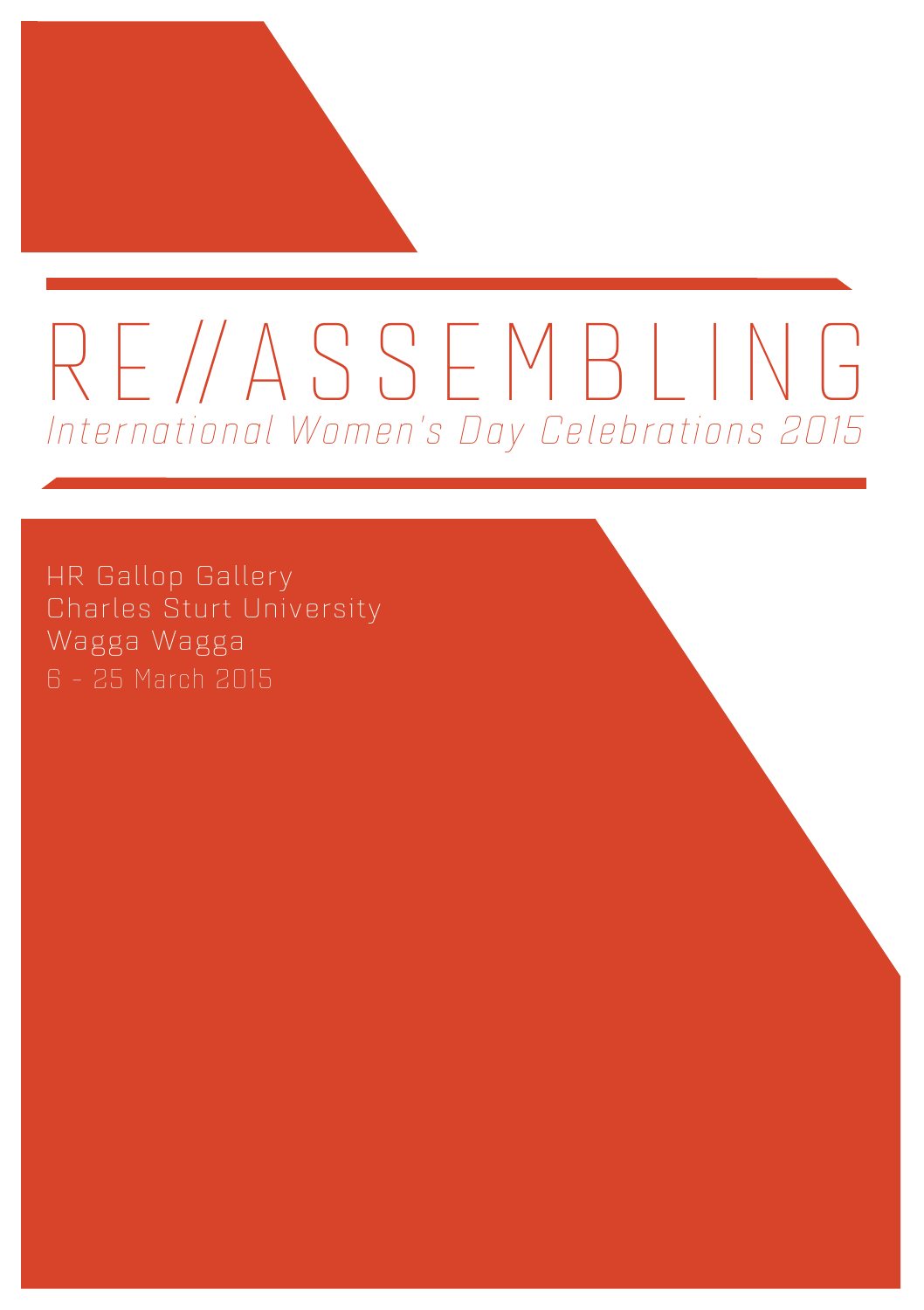# RE//ASSEMBLING

*International Women's Day Celebrations 2015*

HR Gallop Gallery
Charles Sturt University
Wagga Wagga
6 - 25 March 2015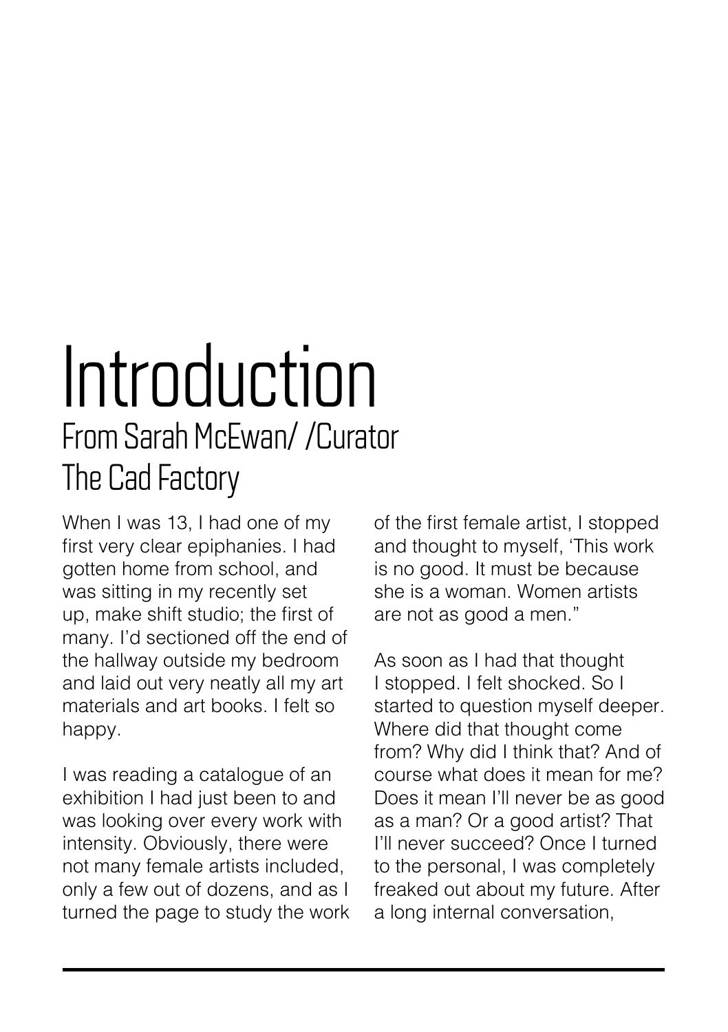# Introduction

## From Sarah McEwan/ /Curator The Cad Factory

When I was 13, I had one of my first very clear epiphanies. I had gotten home from school, and was sitting in my recently set up, make shift studio; the first of many. I'd sectioned off the end of the hallway outside my bedroom and laid out very neatly all my art materials and art books. I felt so happy.

I was reading a catalogue of an exhibition I had just been to and was looking over every work with intensity. Obviously, there were not many female artists included, only a few out of dozens, and as I turned the page to study the work of the first female artist, I stopped and thought to myself, 'This work is no good. It must be because she is a woman. Women artists are not as good a men."

As soon as I had that thought I stopped. I felt shocked. So I started to question myself deeper. Where did that thought come from? Why did I think that? And of course what does it mean for me? Does it mean I'll never be as good as a man? Or a good artist? That I'll never succeed? Once I turned to the personal, I was completely freaked out about my future. After a long internal conversation,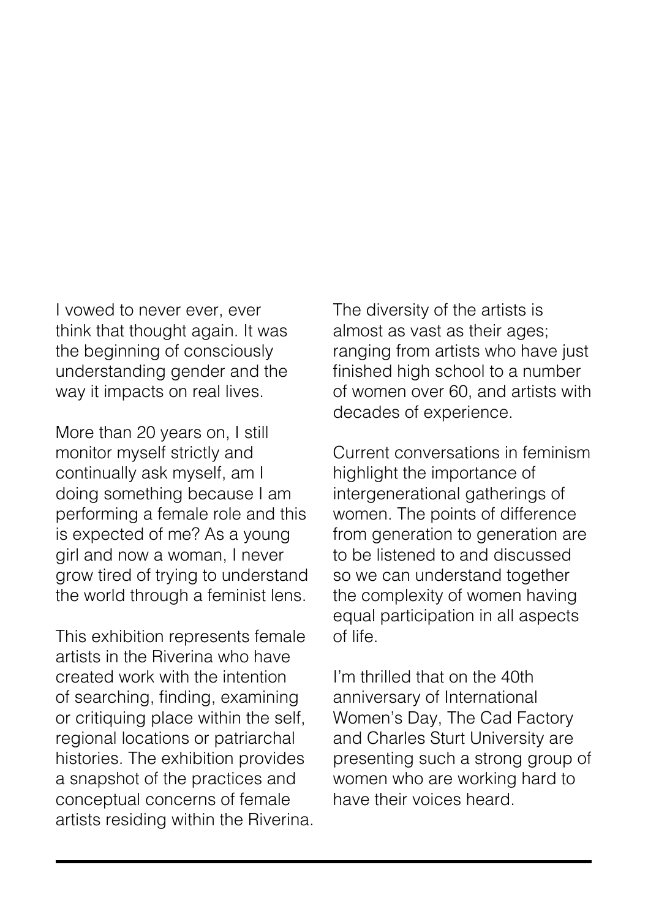I vowed to never ever, ever think that thought again. It was the beginning of consciously understanding gender and the way it impacts on real lives.

More than 20 years on, I still monitor myself strictly and continually ask myself, am I doing something because I am performing a female role and this is expected of me? As a young girl and now a woman, I never grow tired of trying to understand the world through a feminist lens.

This exhibition represents female artists in the Riverina who have created work with the intention of searching, finding, examining or critiquing place within the self, regional locations or patriarchal histories. The exhibition provides a snapshot of the practices and conceptual concerns of female artists residing within the Riverina.

The diversity of the artists is almost as vast as their ages; ranging from artists who have just finished high school to a number of women over 60, and artists with decades of experience.

Current conversations in feminism highlight the importance of intergenerational gatherings of women. The points of difference from generation to generation are to be listened to and discussed so we can understand together the complexity of women having equal participation in all aspects of life.

I'm thrilled that on the 40th anniversary of International Women's Day, The Cad Factory and Charles Sturt University are presenting such a strong group of women who are working hard to have their voices heard.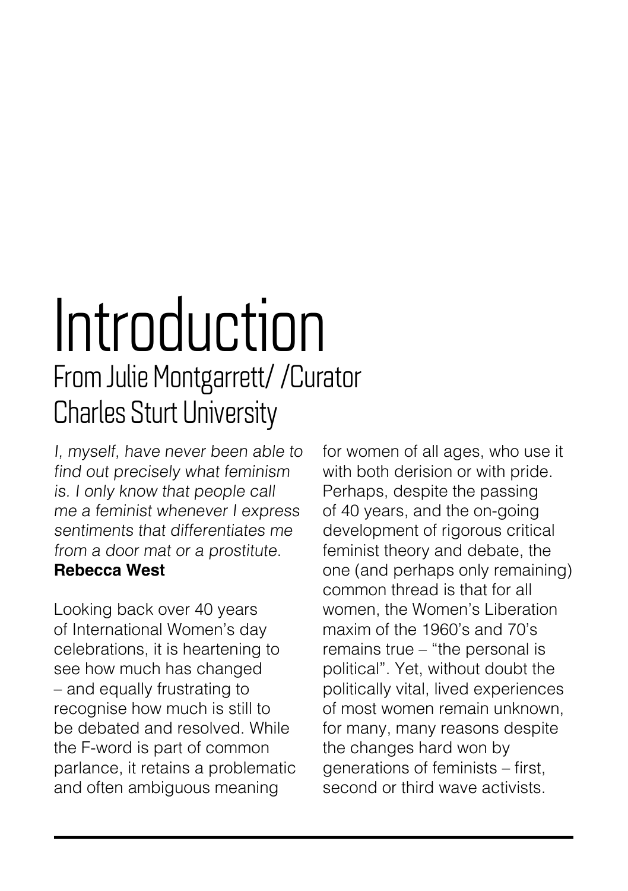# Introduction

## From Julie Montgarrett/ /Curator Charles Sturt University

*I, myself, have never been able to find out precisely what feminism is. I only know that people call me a feminist whenever I express sentiments that differentiates me from a door mat or a prostitute.*
**Rebecca West**

Looking back over 40 years of International Women's day celebrations, it is heartening to see how much has changed – and equally frustrating to recognise how much is still to be debated and resolved. While the F-word is part of common parlance, it retains a problematic and often ambiguous meaning for women of all ages, who use it with both derision or with pride. Perhaps, despite the passing of 40 years, and the on-going development of rigorous critical feminist theory and debate, the one (and perhaps only remaining) common thread is that for all women, the Women's Liberation maxim of the 1960's and 70's remains true – "the personal is political". Yet, without doubt the politically vital, lived experiences of most women remain unknown, for many, many reasons despite the changes hard won by generations of feminists – first, second or third wave activists.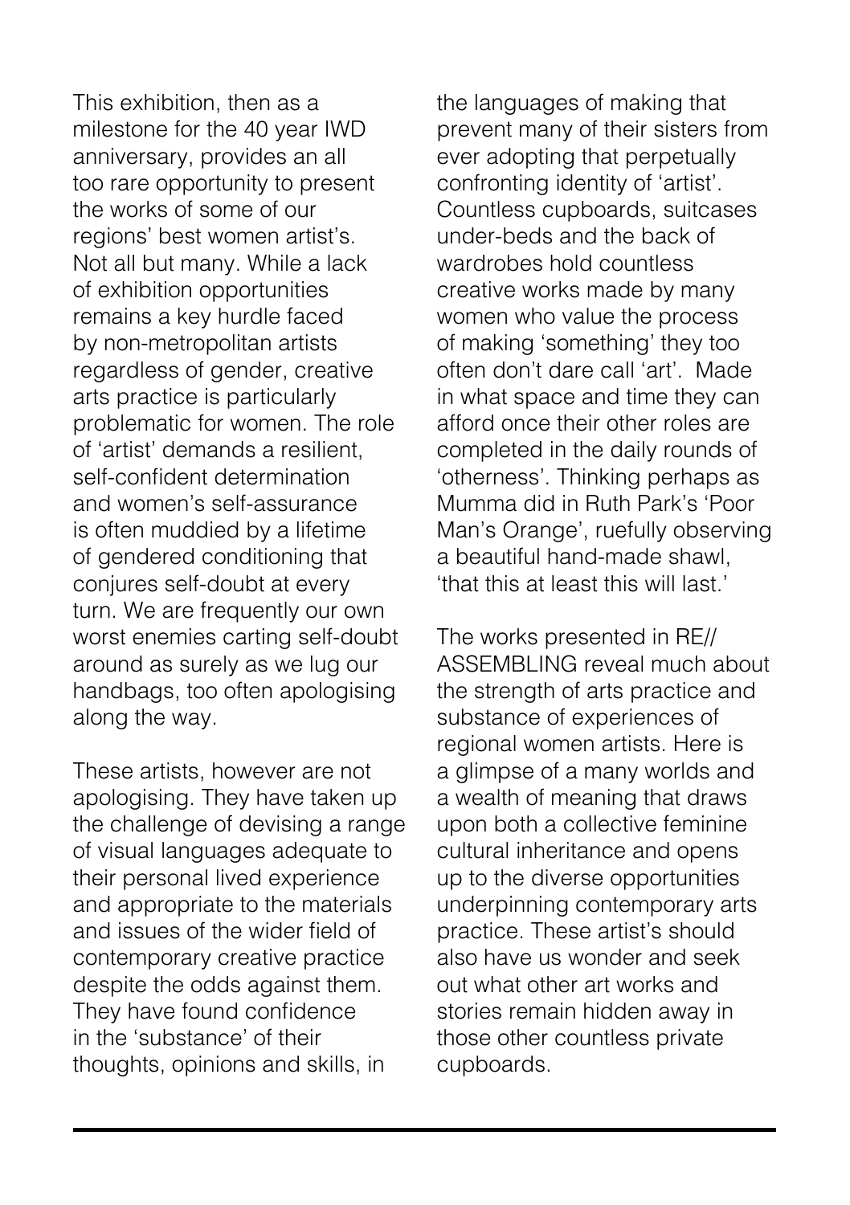This exhibition, then as a milestone for the 40 year IWD anniversary, provides an all too rare opportunity to present the works of some of our regions' best women artist's. Not all but many. While a lack of exhibition opportunities remains a key hurdle faced by non-metropolitan artists regardless of gender, creative arts practice is particularly problematic for women. The role of 'artist' demands a resilient, self-confident determination and women's self-assurance is often muddied by a lifetime of gendered conditioning that conjures self-doubt at every turn. We are frequently our own worst enemies carting self-doubt around as surely as we lug our handbags, too often apologising along the way.

These artists, however are not apologising. They have taken up the challenge of devising a range of visual languages adequate to their personal lived experience and appropriate to the materials and issues of the wider field of contemporary creative practice despite the odds against them. They have found confidence in the 'substance' of their thoughts, opinions and skills, in the languages of making that prevent many of their sisters from ever adopting that perpetually confronting identity of 'artist'. Countless cupboards, suitcases under-beds and the back of wardrobes hold countless creative works made by many women who value the process of making 'something' they too often don't dare call 'art'. Made in what space and time they can afford once their other roles are completed in the daily rounds of 'otherness'. Thinking perhaps as Mumma did in Ruth Park's 'Poor Man's Orange', ruefully observing a beautiful hand-made shawl, 'that this at least this will last.'

The works presented in RE//ASSEMBLING reveal much about the strength of arts practice and substance of experiences of regional women artists. Here is a glimpse of a many worlds and a wealth of meaning that draws upon both a collective feminine cultural inheritance and opens up to the diverse opportunities underpinning contemporary arts practice. These artist's should also have us wonder and seek out what other art works and stories remain hidden away in those other countless private cupboards.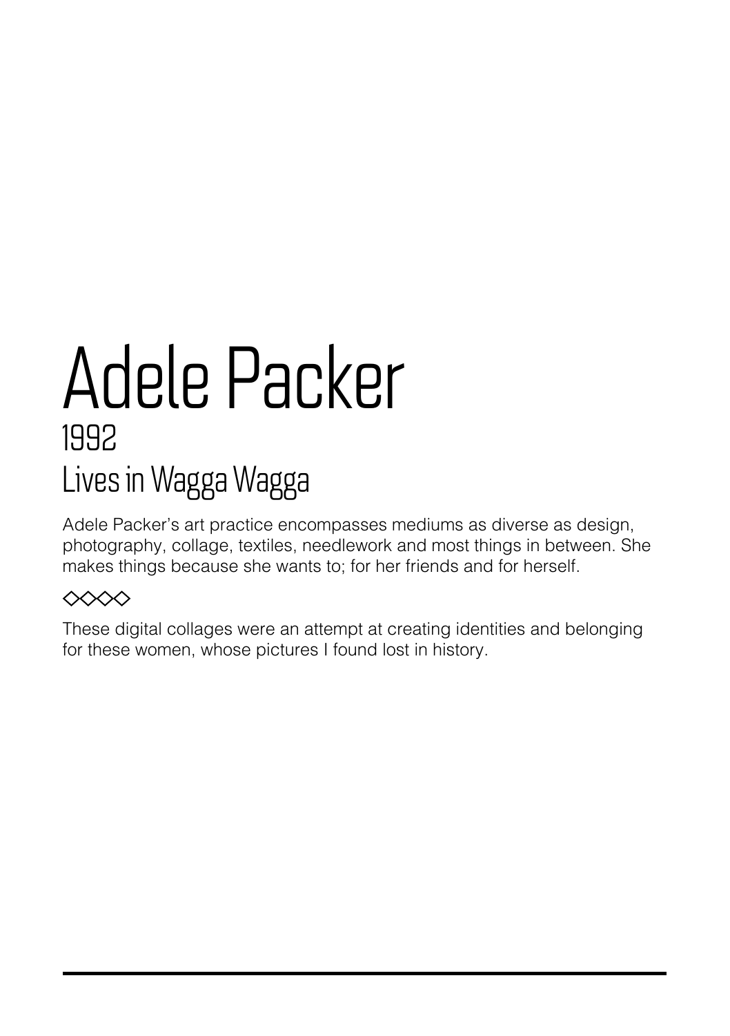# Adele Packer

## 1992

## Lives in Wagga Wagga

Adele Packer's art practice encompasses mediums as diverse as design, photography, collage, textiles, needlework and most things in between. She makes things because she wants to; for her friends and for herself.

◇◇◇◇

These digital collages were an attempt at creating identities and belonging for these women, whose pictures I found lost in history.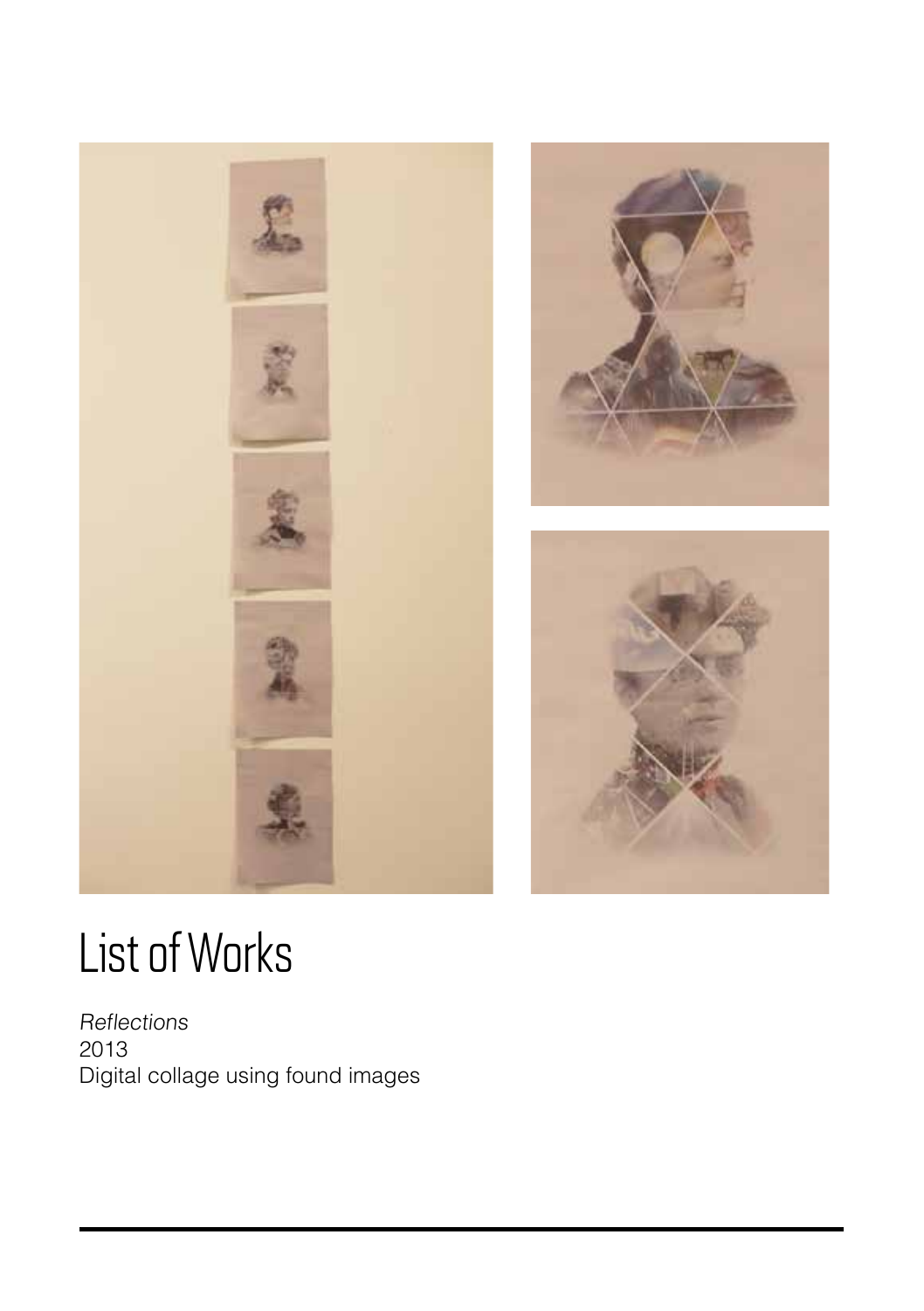# List of Works

*Reflections*
2013
Digital collage using found images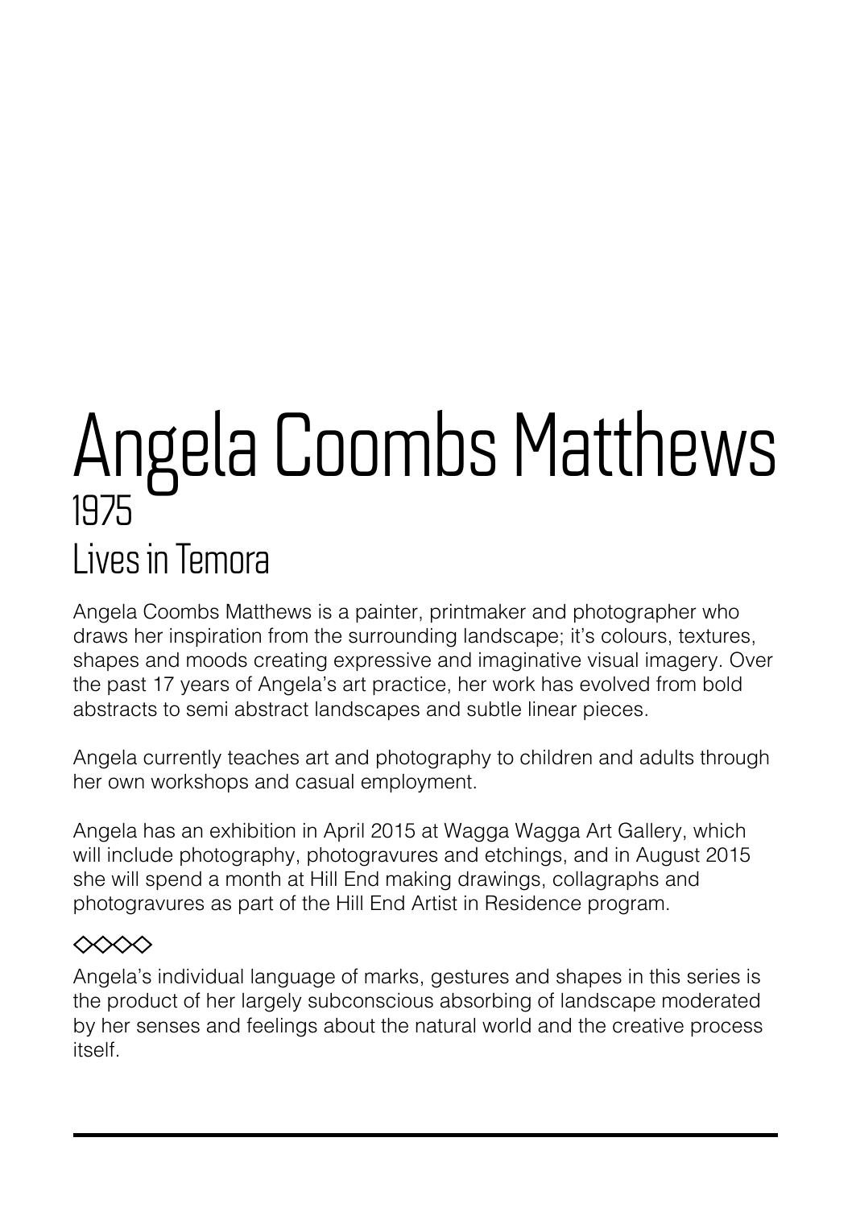# Angela Coombs Matthews

1975

Lives in Temora

Angela Coombs Matthews is a painter, printmaker and photographer who draws her inspiration from the surrounding landscape; it's colours, textures, shapes and moods creating expressive and imaginative visual imagery. Over the past 17 years of Angela's art practice, her work has evolved from bold abstracts to semi abstract landscapes and subtle linear pieces.

Angela currently teaches art and photography to children and adults through her own workshops and casual employment.

Angela has an exhibition in April 2015 at Wagga Wagga Art Gallery, which will include photography, photogravures and etchings, and in August 2015 she will spend a month at Hill End making drawings, collagraphs and photogravures as part of the Hill End Artist in Residence program.

◇◇◇◇

Angela's individual language of marks, gestures and shapes in this series is the product of her largely subconscious absorbing of landscape moderated by her senses and feelings about the natural world and the creative process itself.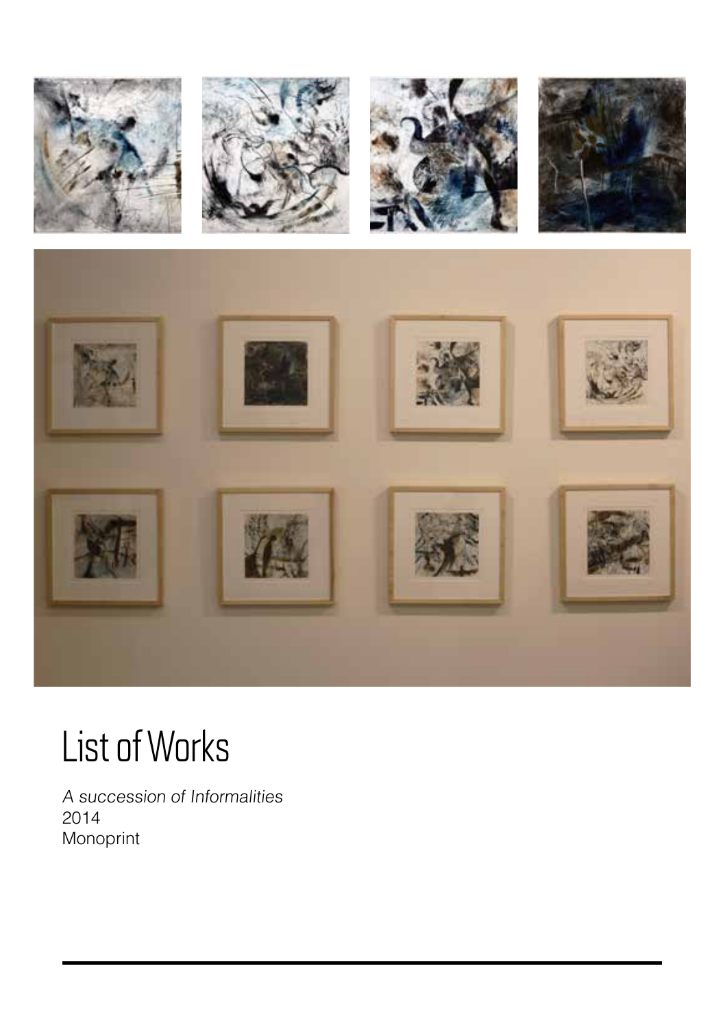# List of Works

*A succession of Informalities*
2014
Monoprint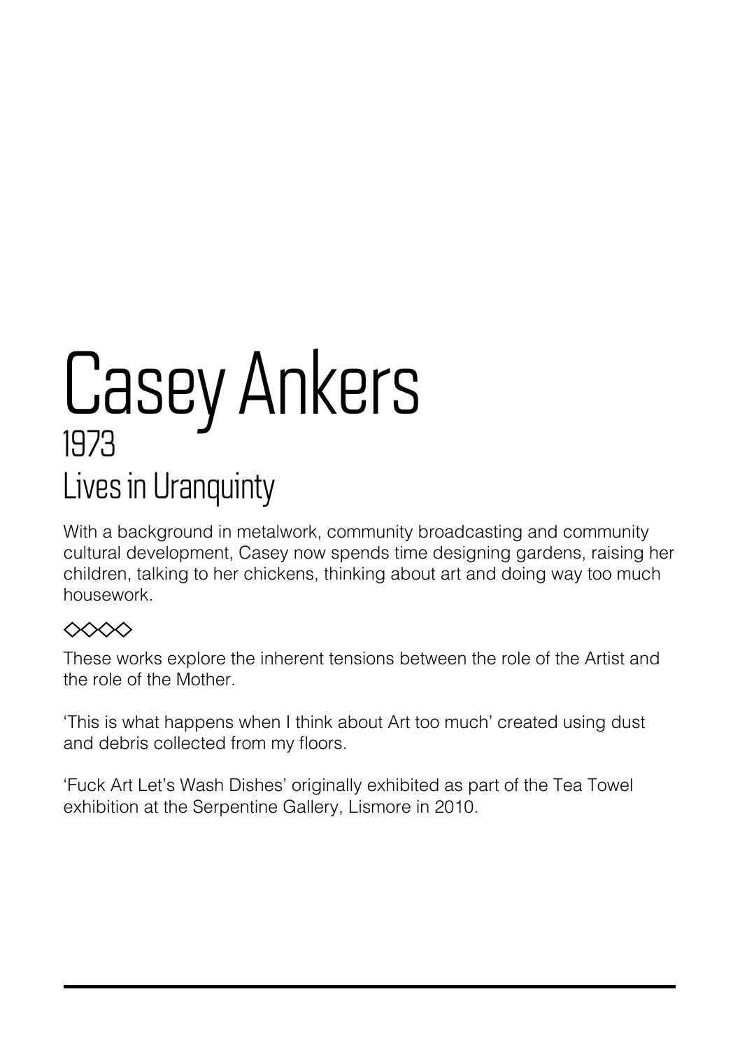# Casey Ankers

1973

Lives in Uranquinty

With a background in metalwork, community broadcasting and community cultural development, Casey now spends time designing gardens, raising her children, talking to her chickens, thinking about art and doing way too much housework.

◇◇◇◇

These works explore the inherent tensions between the role of the Artist and the role of the Mother.

'This is what happens when I think about Art too much' created using dust and debris collected from my floors.

'Fuck Art Let's Wash Dishes' originally exhibited as part of the Tea Towel exhibition at the Serpentine Gallery, Lismore in 2010.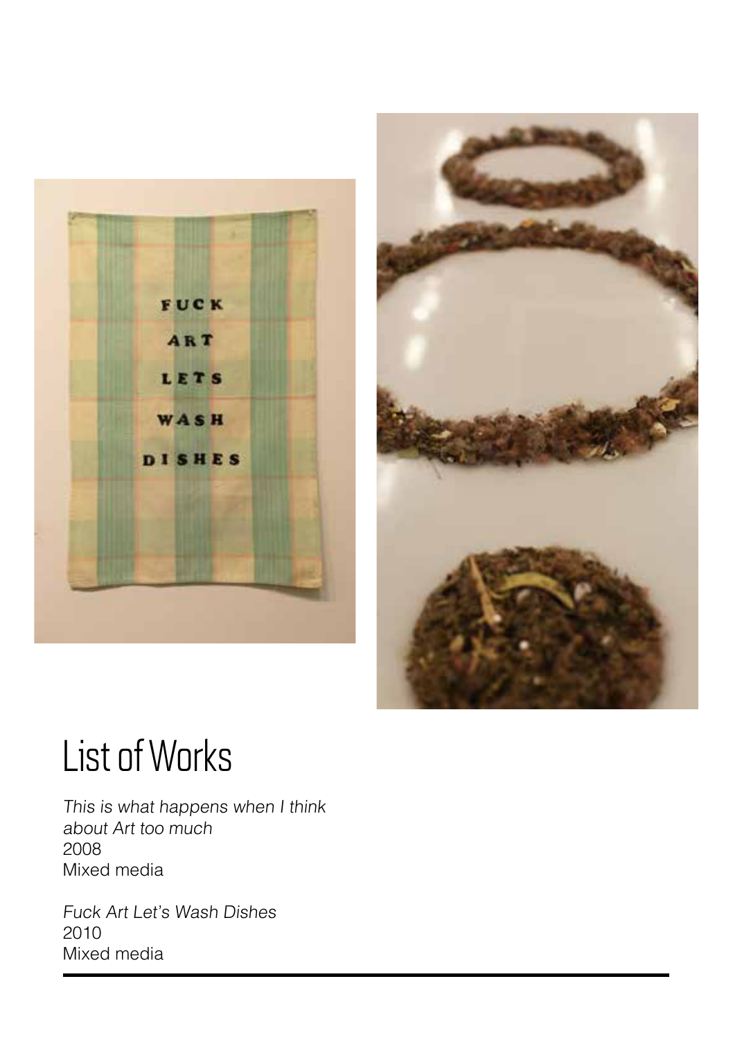# List of Works

*This is what happens when I think about Art too much*
2008
Mixed media

*Fuck Art Let's Wash Dishes*
2010
Mixed media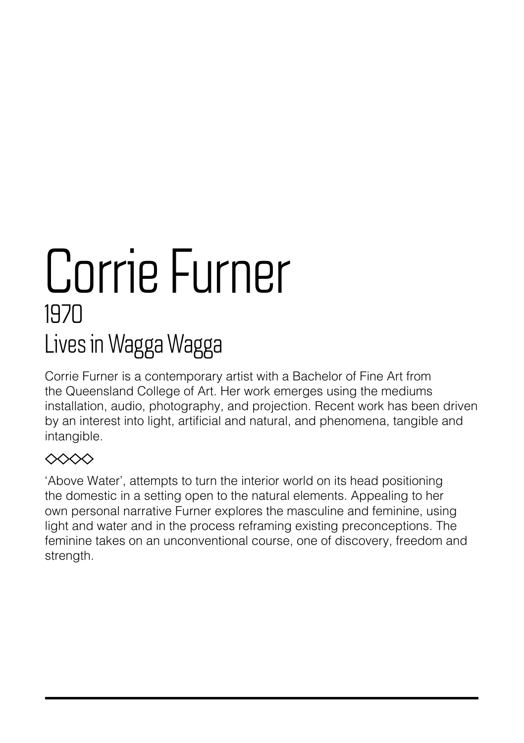# Corrie Furner

## 1970
## Lives in Wagga Wagga

Corrie Furner is a contemporary artist with a Bachelor of Fine Art from the Queensland College of Art. Her work emerges using the mediums installation, audio, photography, and projection. Recent work has been driven by an interest into light, artificial and natural, and phenomena, tangible and intangible.

◇◇◇◇

'Above Water', attempts to turn the interior world on its head positioning the domestic in a setting open to the natural elements. Appealing to her own personal narrative Furner explores the masculine and feminine, using light and water and in the process reframing existing preconceptions. The feminine takes on an unconventional course, one of discovery, freedom and strength.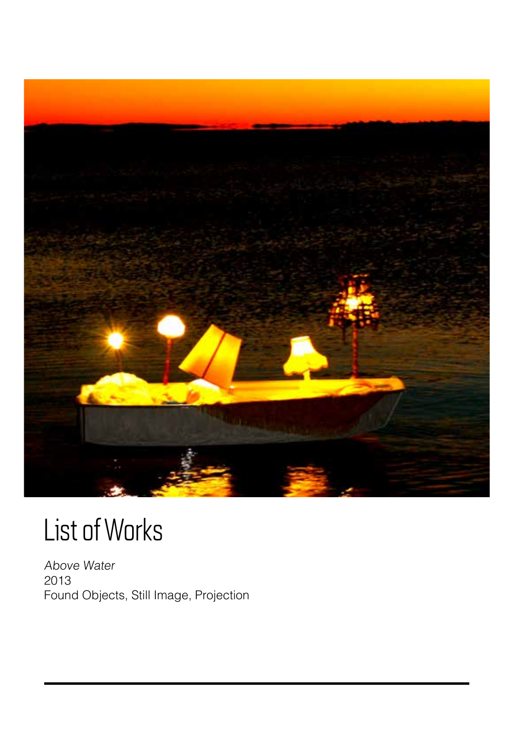# List of Works

*Above Water*
2013
Found Objects, Still Image, Projection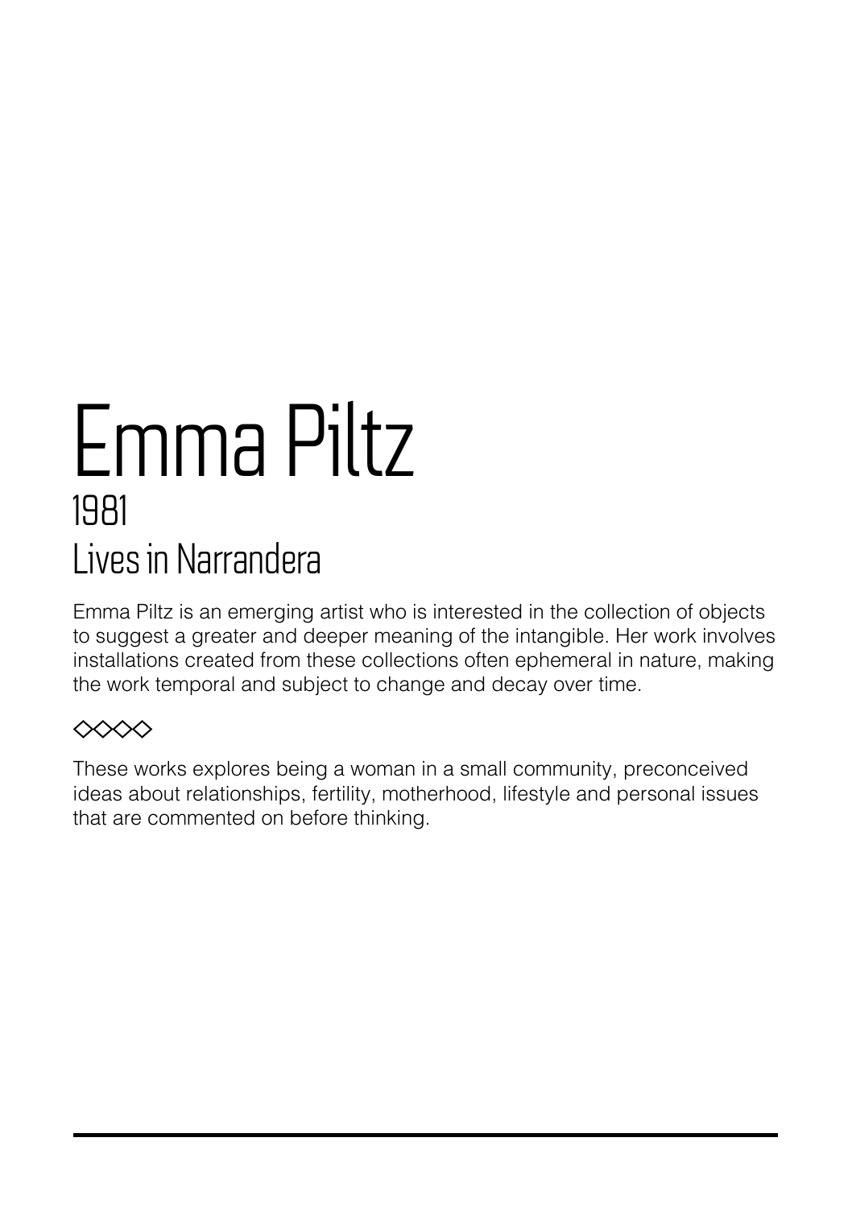# Emma Piltz

1981

Lives in Narrandera

Emma Piltz is an emerging artist who is interested in the collection of objects to suggest a greater and deeper meaning of the intangible. Her work involves installations created from these collections often ephemeral in nature, making the work temporal and subject to change and decay over time.

◇◇◇◇

These works explores being a woman in a small community, preconceived ideas about relationships, fertility, motherhood, lifestyle and personal issues that are commented on before thinking.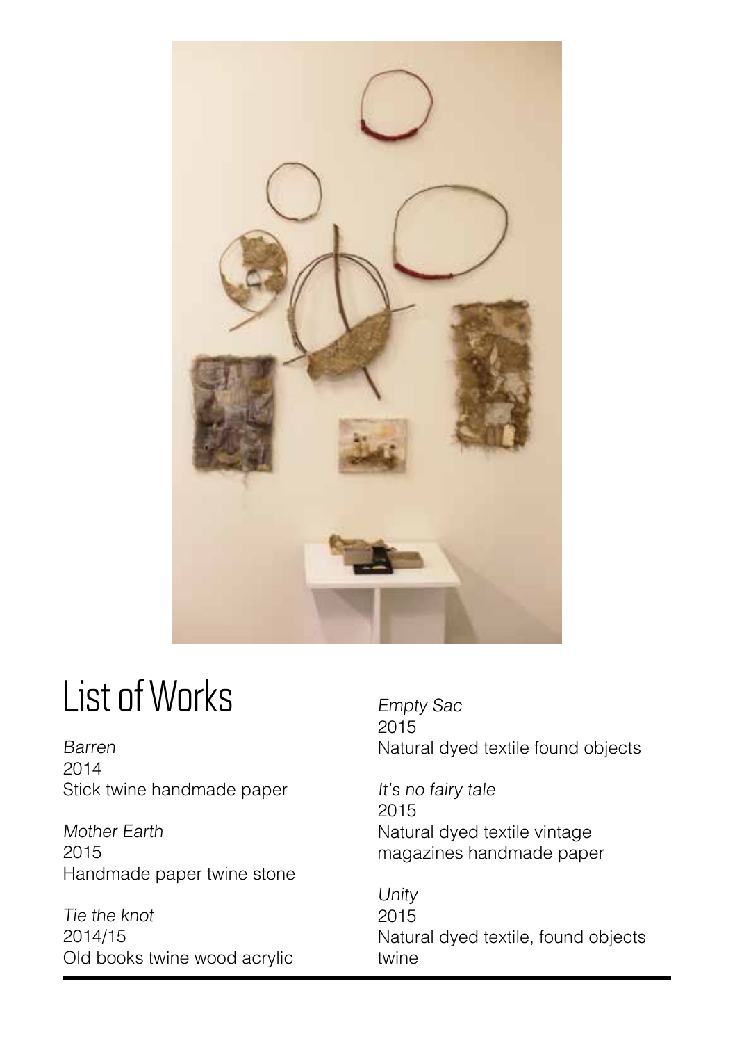# List of Works

*Barren*
2014
Stick twine handmade paper

*Mother Earth*
2015
Handmade paper twine stone

*Tie the knot*
2014/15
Old books twine wood acrylic

*Empty Sac*
2015
Natural dyed textile found objects

*It's no fairy tale*
2015
Natural dyed textile vintage magazines handmade paper

*Unity*
2015
Natural dyed textile, found objects twine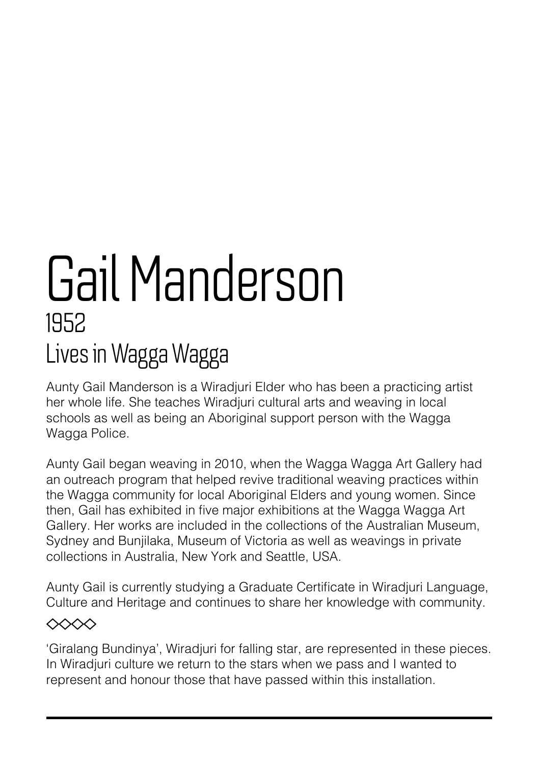# Gail Manderson

1952

Lives in Wagga Wagga

Aunty Gail Manderson is a Wiradjuri Elder who has been a practicing artist her whole life. She teaches Wiradjuri cultural arts and weaving in local schools as well as being an Aboriginal support person with the Wagga Wagga Police.

Aunty Gail began weaving in 2010, when the Wagga Wagga Art Gallery had an outreach program that helped revive traditional weaving practices within the Wagga community for local Aboriginal Elders and young women. Since then, Gail has exhibited in five major exhibitions at the Wagga Wagga Art Gallery. Her works are included in the collections of the Australian Museum, Sydney and Bunjilaka, Museum of Victoria as well as weavings in private collections in Australia, New York and Seattle, USA.

Aunty Gail is currently studying a Graduate Certificate in Wiradjuri Language, Culture and Heritage and continues to share her knowledge with community.

◇◇◇◇

'Giralang Bundinya', Wiradjuri for falling star, are represented in these pieces. In Wiradjuri culture we return to the stars when we pass and I wanted to represent and honour those that have passed within this installation.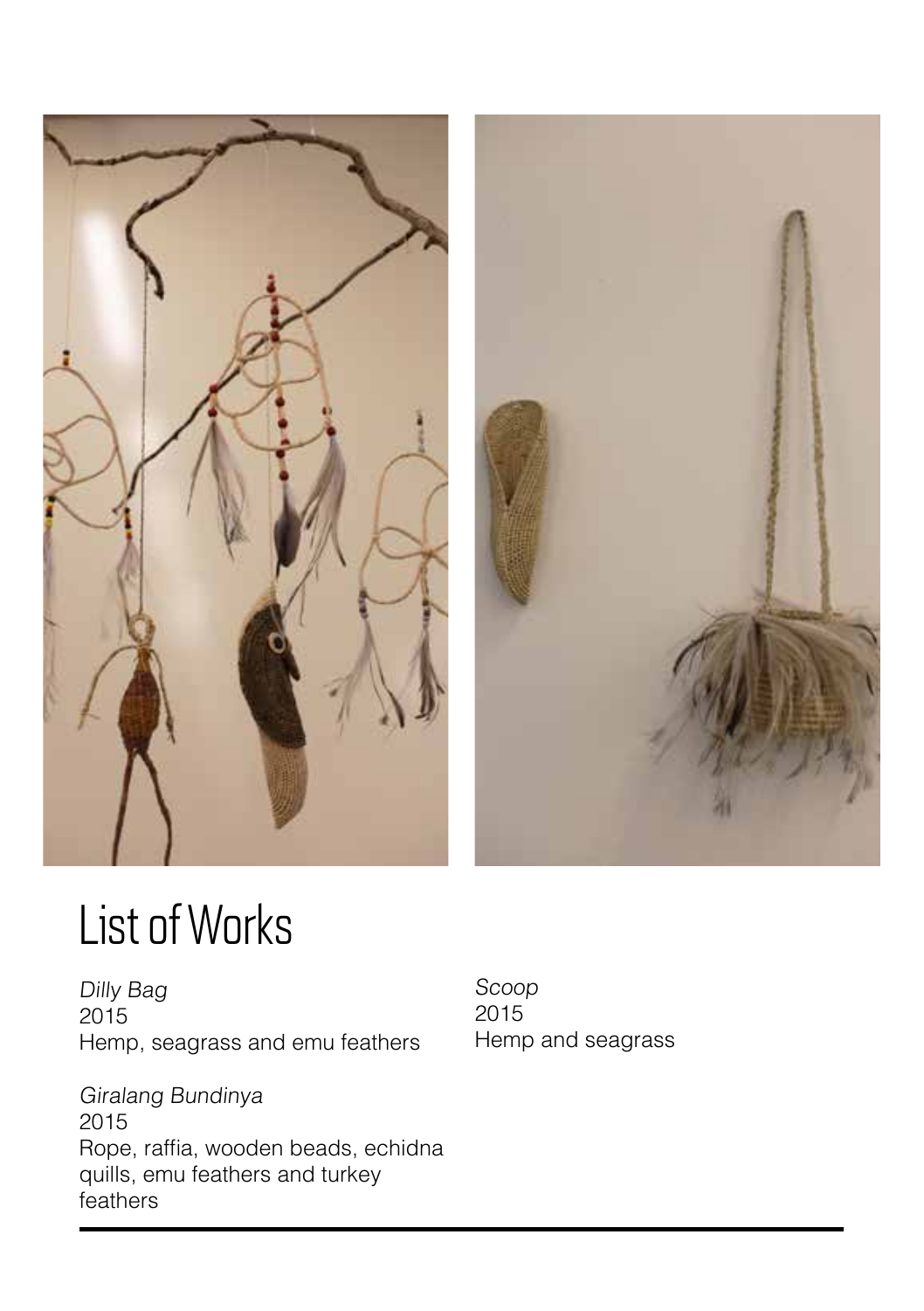# List of Works

*Dilly Bag*
2015
Hemp, seagrass and emu feathers

*Giralang Bundinya*
2015
Rope, raffia, wooden beads, echidna quills, emu feathers and turkey feathers

*Scoop*
2015
Hemp and seagrass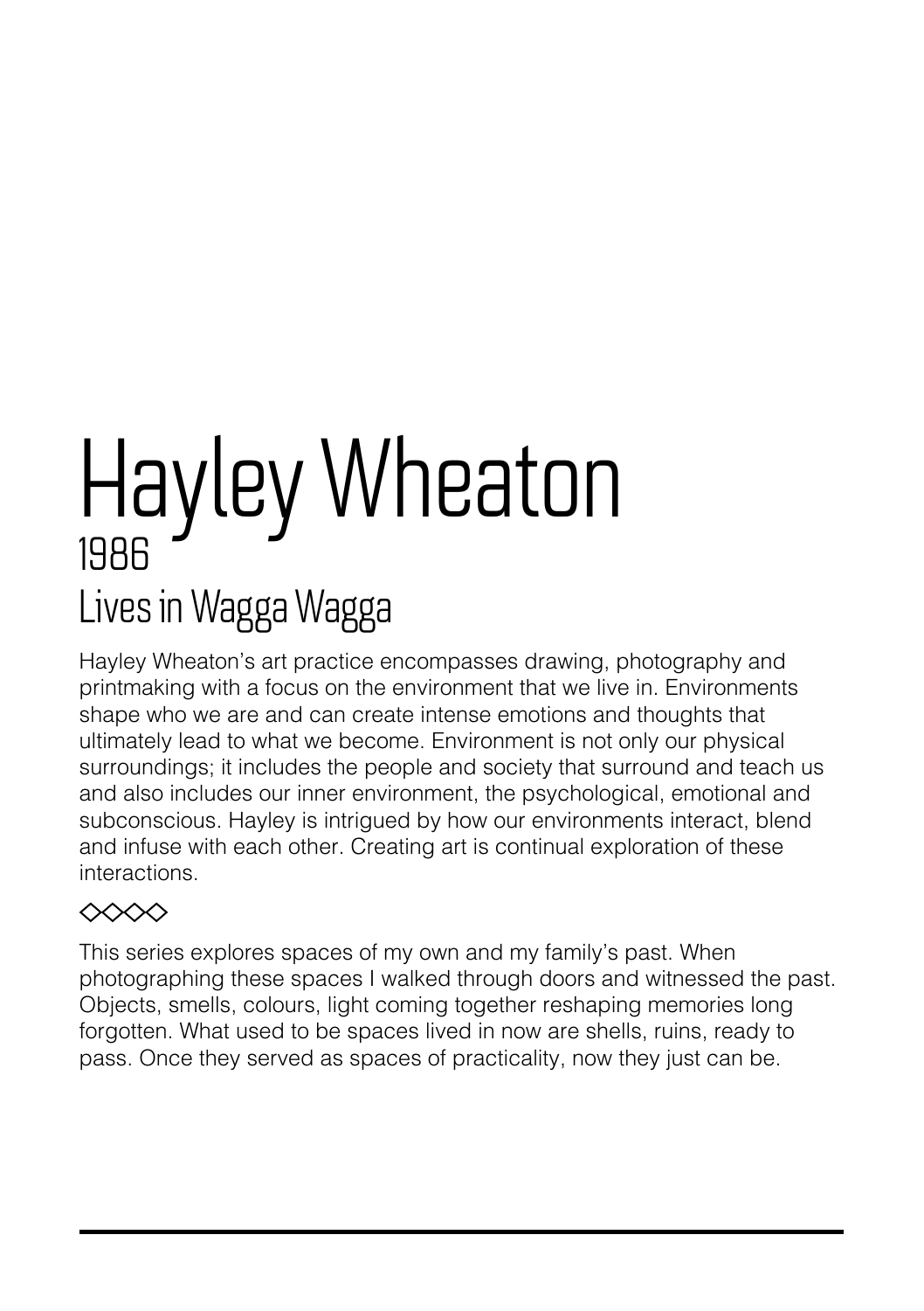# Hayley Wheaton

## 1986

## Lives in Wagga Wagga

Hayley Wheaton's art practice encompasses drawing, photography and printmaking with a focus on the environment that we live in. Environments shape who we are and can create intense emotions and thoughts that ultimately lead to what we become. Environment is not only our physical surroundings; it includes the people and society that surround and teach us and also includes our inner environment, the psychological, emotional and subconscious. Hayley is intrigued by how our environments interact, blend and infuse with each other. Creating art is continual exploration of these interactions.

◇◇◇◇

This series explores spaces of my own and my family's past. When photographing these spaces I walked through doors and witnessed the past. Objects, smells, colours, light coming together reshaping memories long forgotten. What used to be spaces lived in now are shells, ruins, ready to pass. Once they served as spaces of practicality, now they just can be.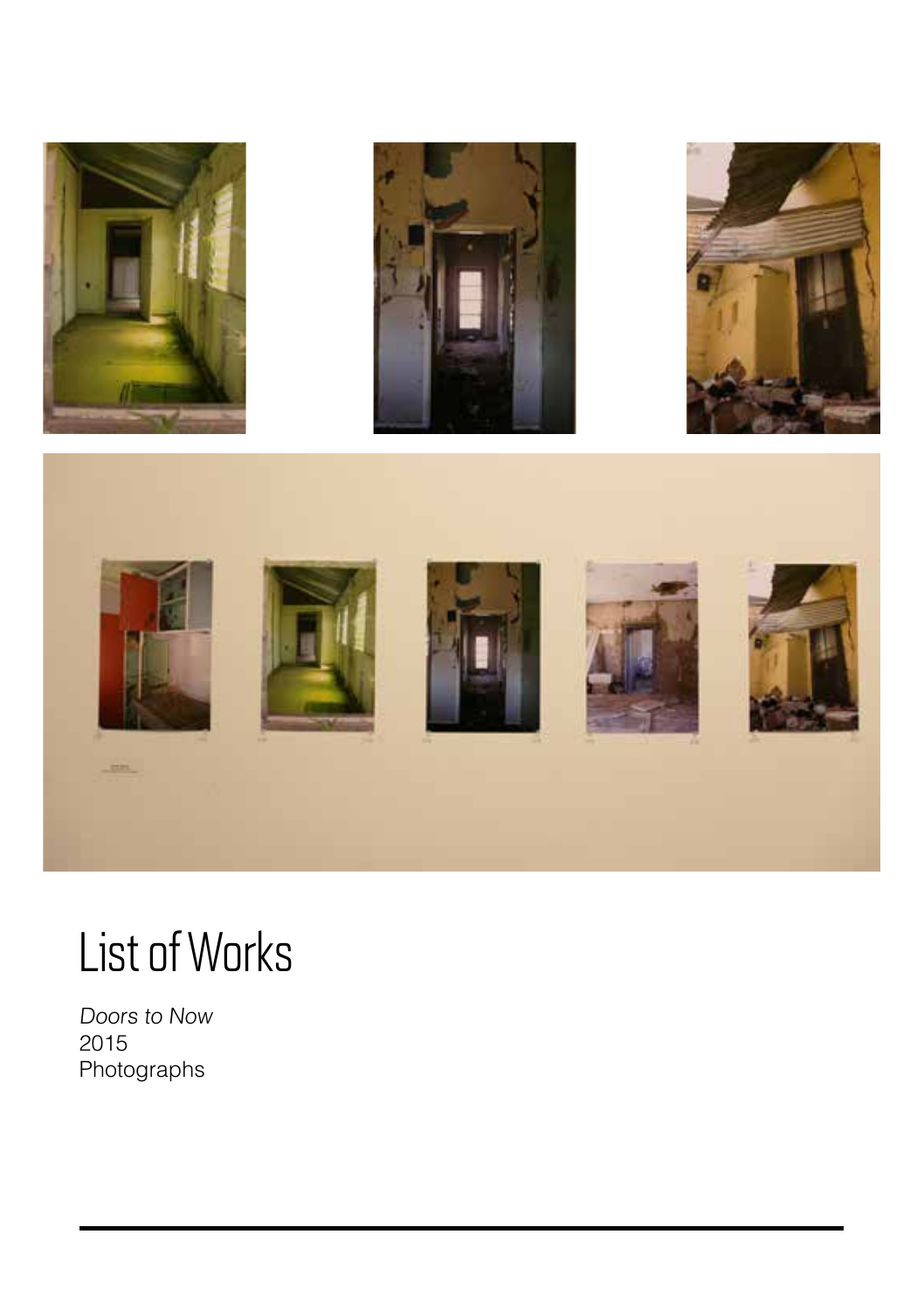# List of Works

*Doors to Now*
2015
Photographs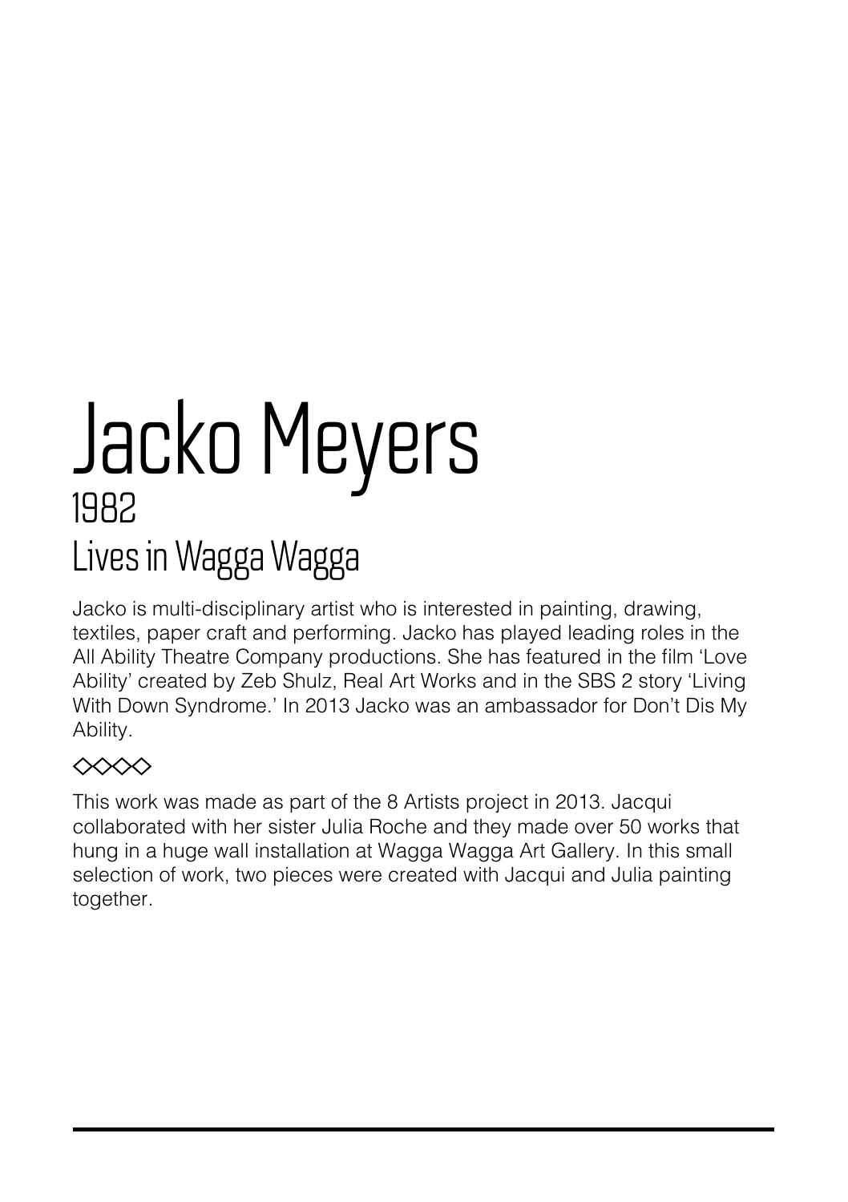# Jacko Meyers

## 1982

## Lives in Wagga Wagga

Jacko is multi-disciplinary artist who is interested in painting, drawing, textiles, paper craft and performing. Jacko has played leading roles in the All Ability Theatre Company productions. She has featured in the film 'Love Ability' created by Zeb Shulz, Real Art Works and in the SBS 2 story 'Living With Down Syndrome.' In 2013 Jacko was an ambassador for Don't Dis My Ability.

◇◇◇◇

This work was made as part of the 8 Artists project in 2013. Jacqui collaborated with her sister Julia Roche and they made over 50 works that hung in a huge wall installation at Wagga Wagga Art Gallery. In this small selection of work, two pieces were created with Jacqui and Julia painting together.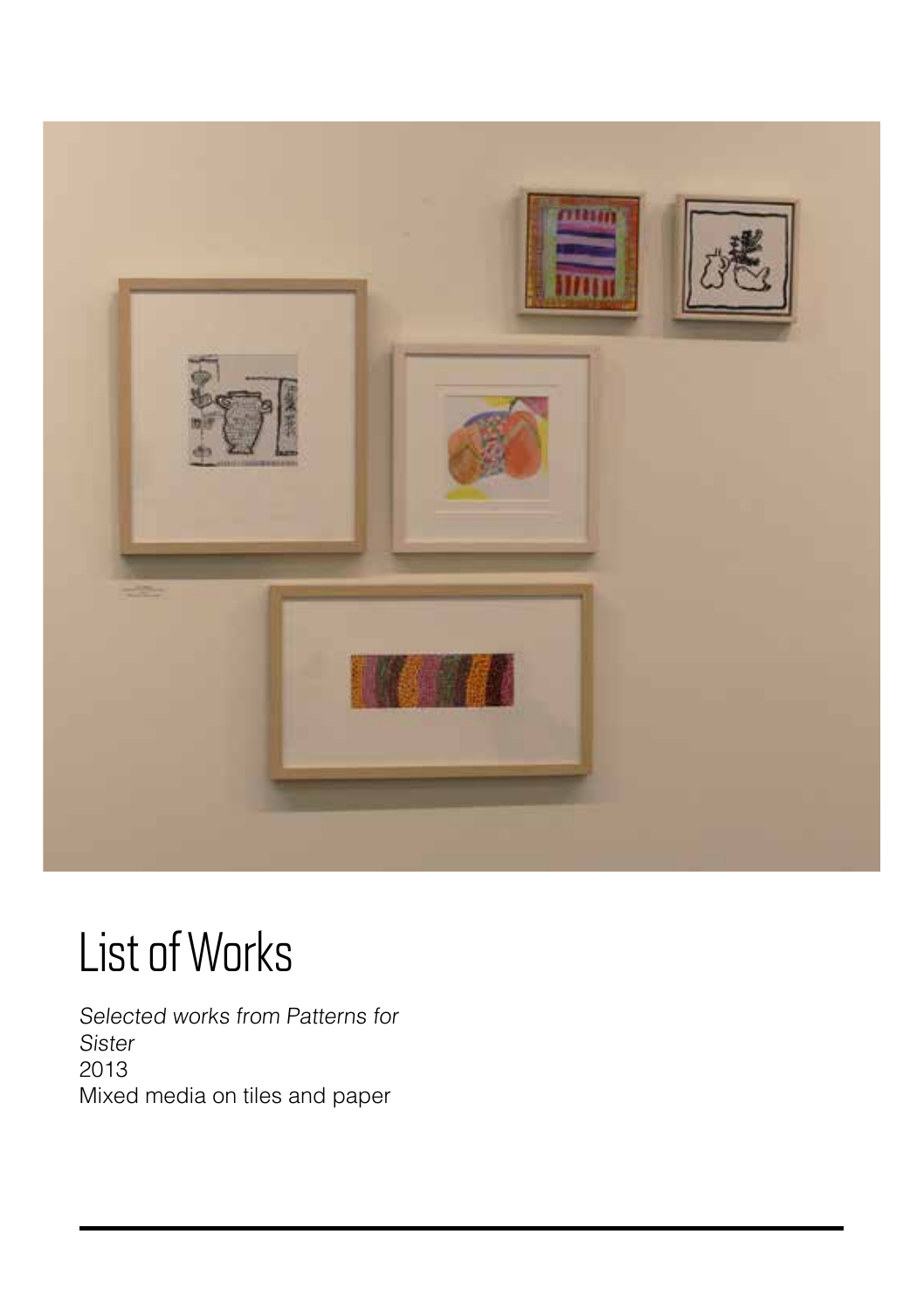# List of Works

*Selected works from Patterns for Sister*
2013
Mixed media on tiles and paper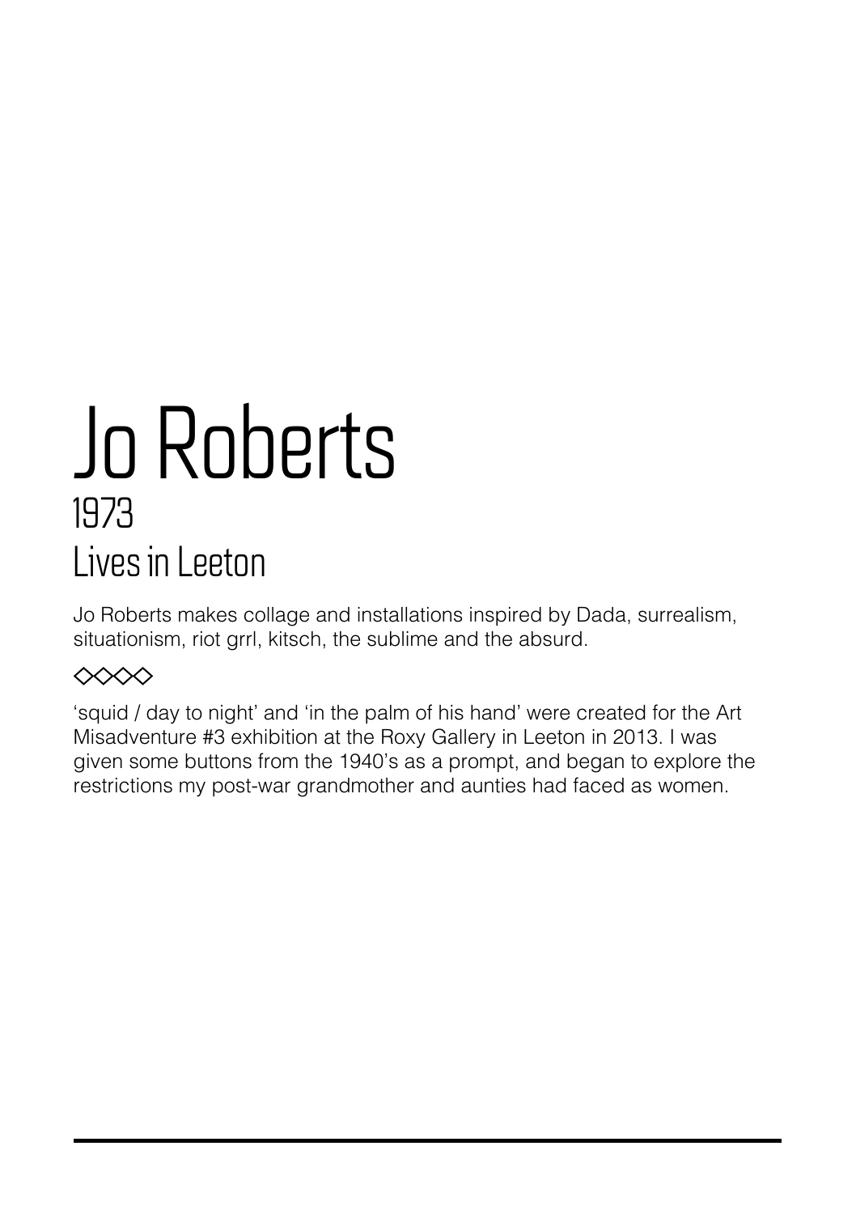# Jo Roberts

## 1973

## Lives in Leeton

Jo Roberts makes collage and installations inspired by Dada, surrealism, situationism, riot grrl, kitsch, the sublime and the absurd.

◇◇◇◇

‘squid / day to night’ and ‘in the palm of his hand’ were created for the Art Misadventure #3 exhibition at the Roxy Gallery in Leeton in 2013. I was given some buttons from the 1940’s as a prompt, and began to explore the restrictions my post-war grandmother and aunties had faced as women.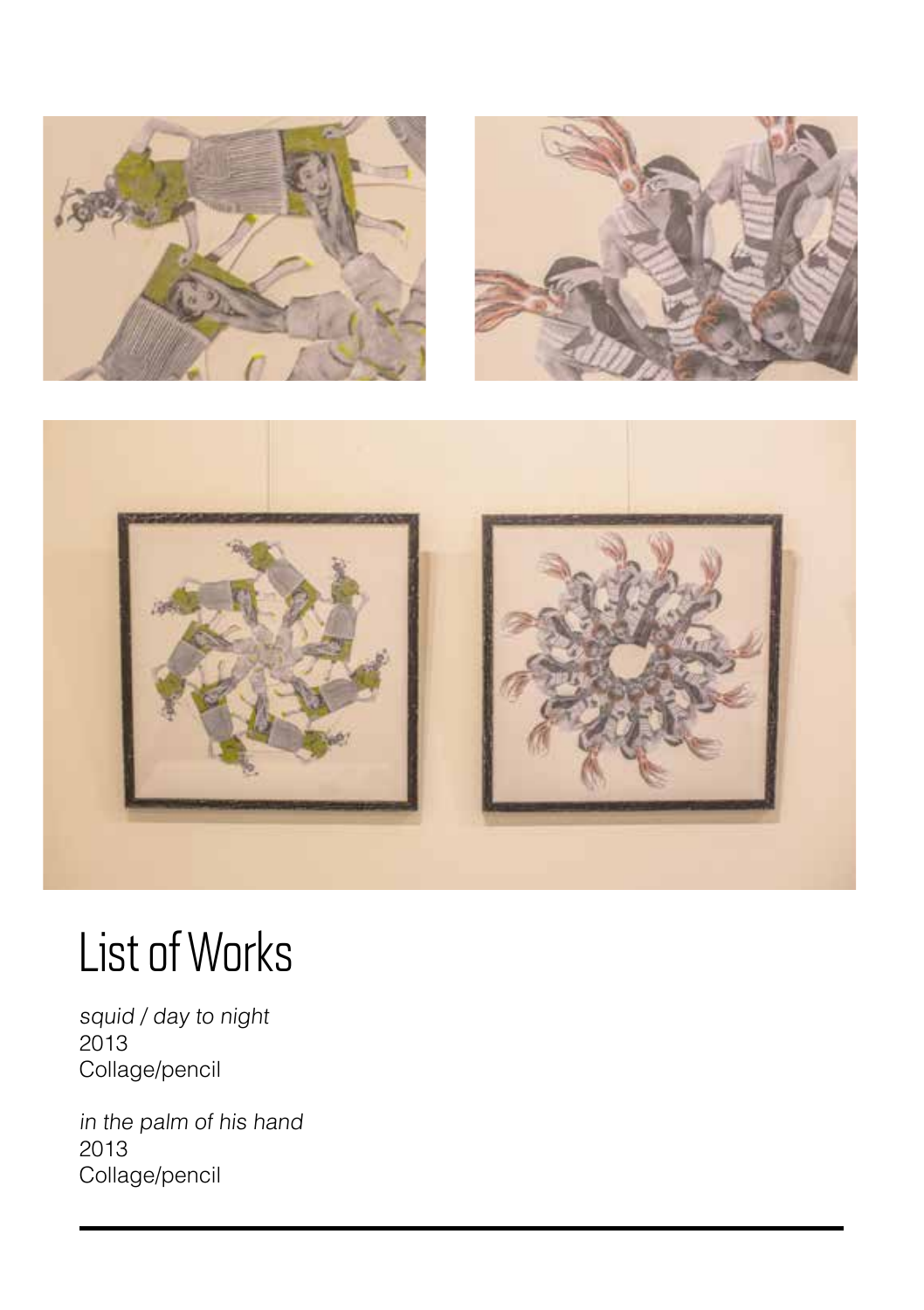# List of Works

*squid / day to night*
2013
Collage/pencil

*in the palm of his hand*
2013
Collage/pencil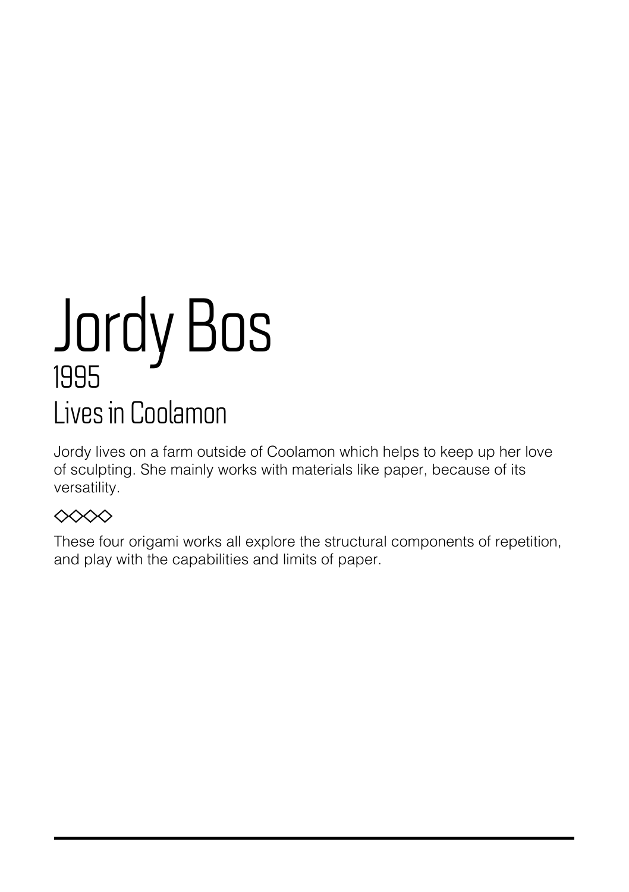# Jordy Bos

1995

Lives in Coolamon

Jordy lives on a farm outside of Coolamon which helps to keep up her love of sculpting. She mainly works with materials like paper, because of its versatility.

◇◇◇◇

These four origami works all explore the structural components of repetition, and play with the capabilities and limits of paper.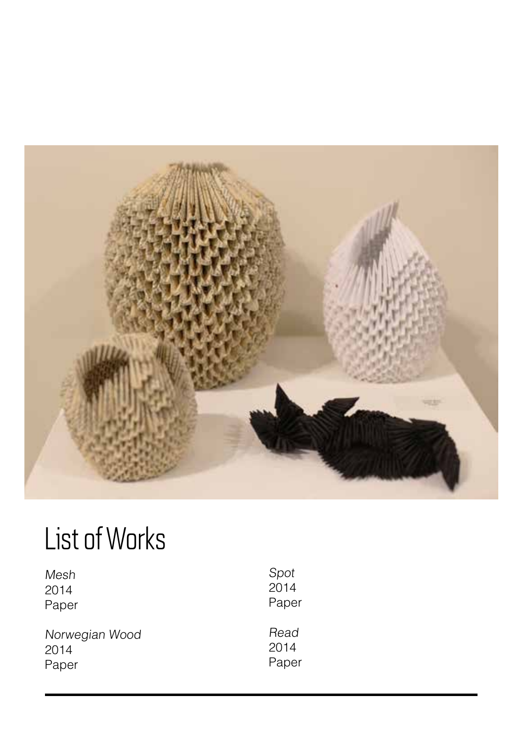# List of Works

*Mesh*
2014
Paper

*Norwegian Wood*
2014
Paper

*Spot*
2014
Paper

*Read*
2014
Paper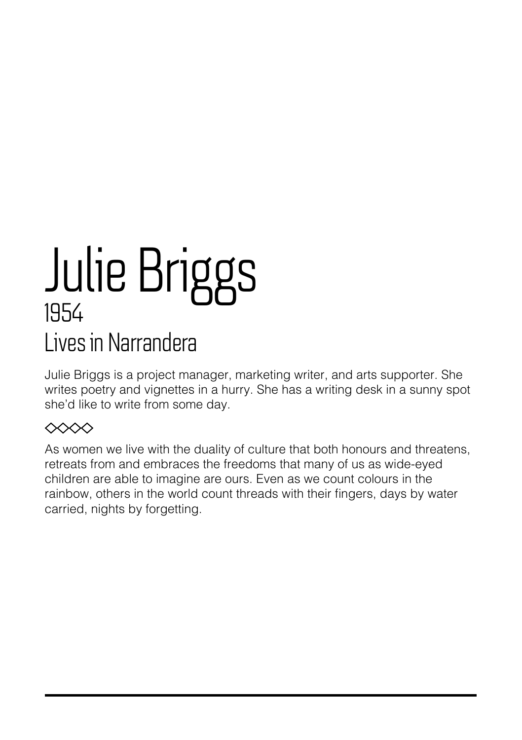# Julie Briggs

1954

## Lives in Narrandera

Julie Briggs is a project manager, marketing writer, and arts supporter. She writes poetry and vignettes in a hurry. She has a writing desk in a sunny spot she'd like to write from some day.

◇◇◇◇

As women we live with the duality of culture that both honours and threatens, retreats from and embraces the freedoms that many of us as wide-eyed children are able to imagine are ours. Even as we count colours in the rainbow, others in the world count threads with their fingers, days by water carried, nights by forgetting.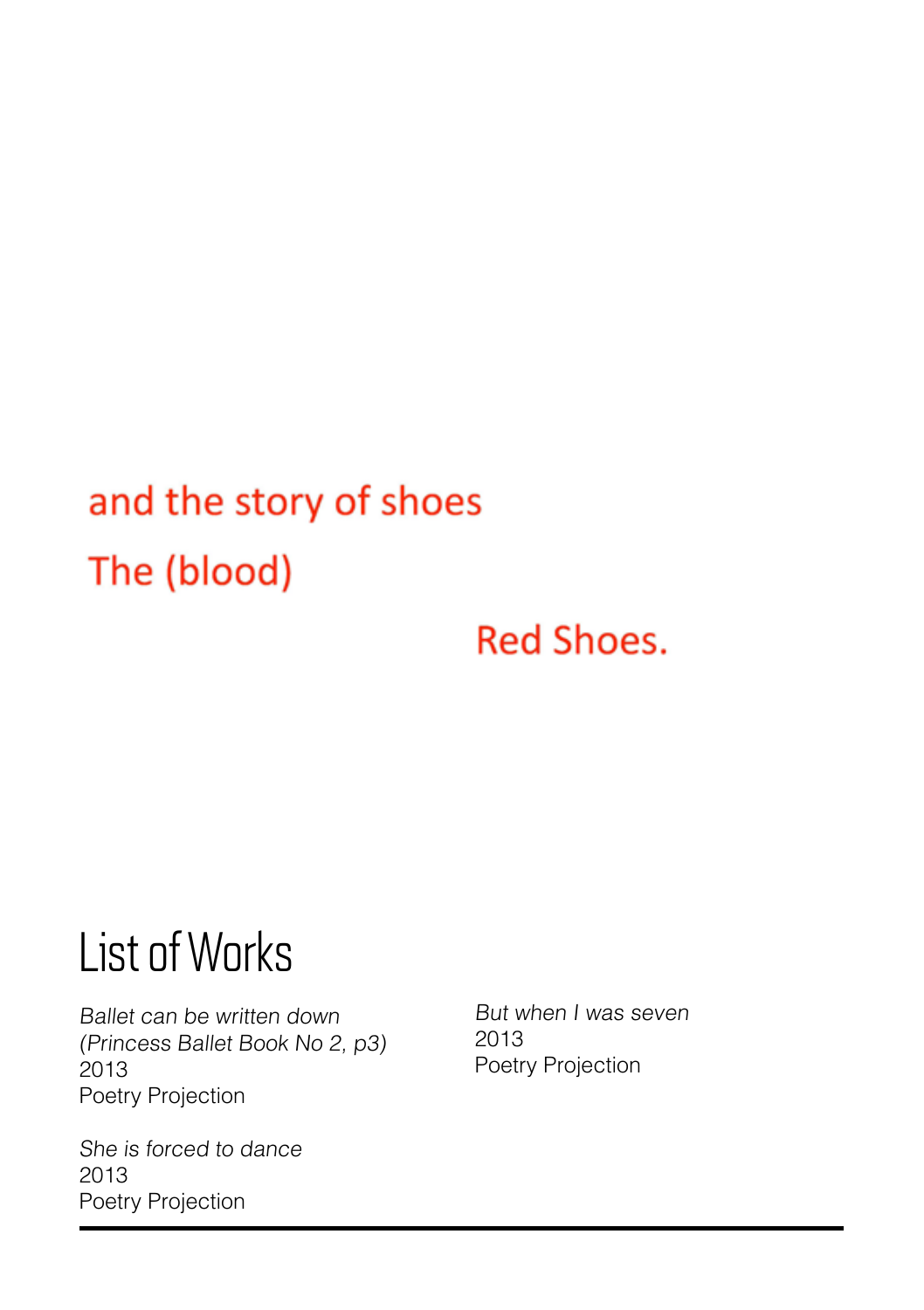and the story of shoes

The (blood)

Red Shoes.

## List of Works

*Ballet can be written down (Princess Ballet Book No 2, p3)*
2013
Poetry Projection

*She is forced to dance*
2013
Poetry Projection

*But when I was seven*
2013
Poetry Projection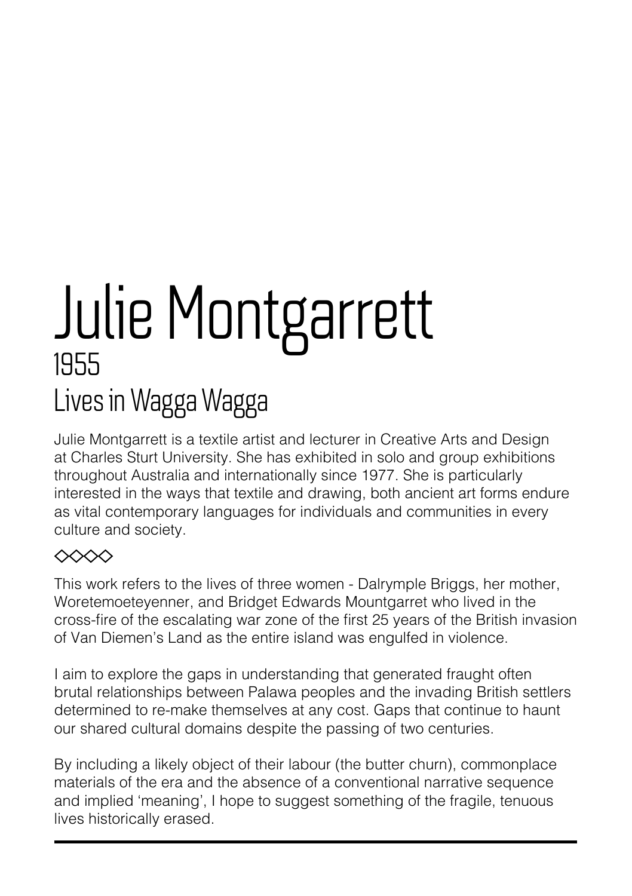# Julie Montgarrett

## 1955

## Lives in Wagga Wagga

Julie Montgarrett is a textile artist and lecturer in Creative Arts and Design at Charles Sturt University. She has exhibited in solo and group exhibitions throughout Australia and internationally since 1977. She is particularly interested in the ways that textile and drawing, both ancient art forms endure as vital contemporary languages for individuals and communities in every culture and society.

◇◇◇◇

This work refers to the lives of three women - Dalrymple Briggs, her mother, Woretemoeteyenner, and Bridget Edwards Mountgarret who lived in the cross-fire of the escalating war zone of the first 25 years of the British invasion of Van Diemen's Land as the entire island was engulfed in violence.

I aim to explore the gaps in understanding that generated fraught often brutal relationships between Palawa peoples and the invading British settlers determined to re-make themselves at any cost. Gaps that continue to haunt our shared cultural domains despite the passing of two centuries.

By including a likely object of their labour (the butter churn), commonplace materials of the era and the absence of a conventional narrative sequence and implied 'meaning', I hope to suggest something of the fragile, tenuous lives historically erased.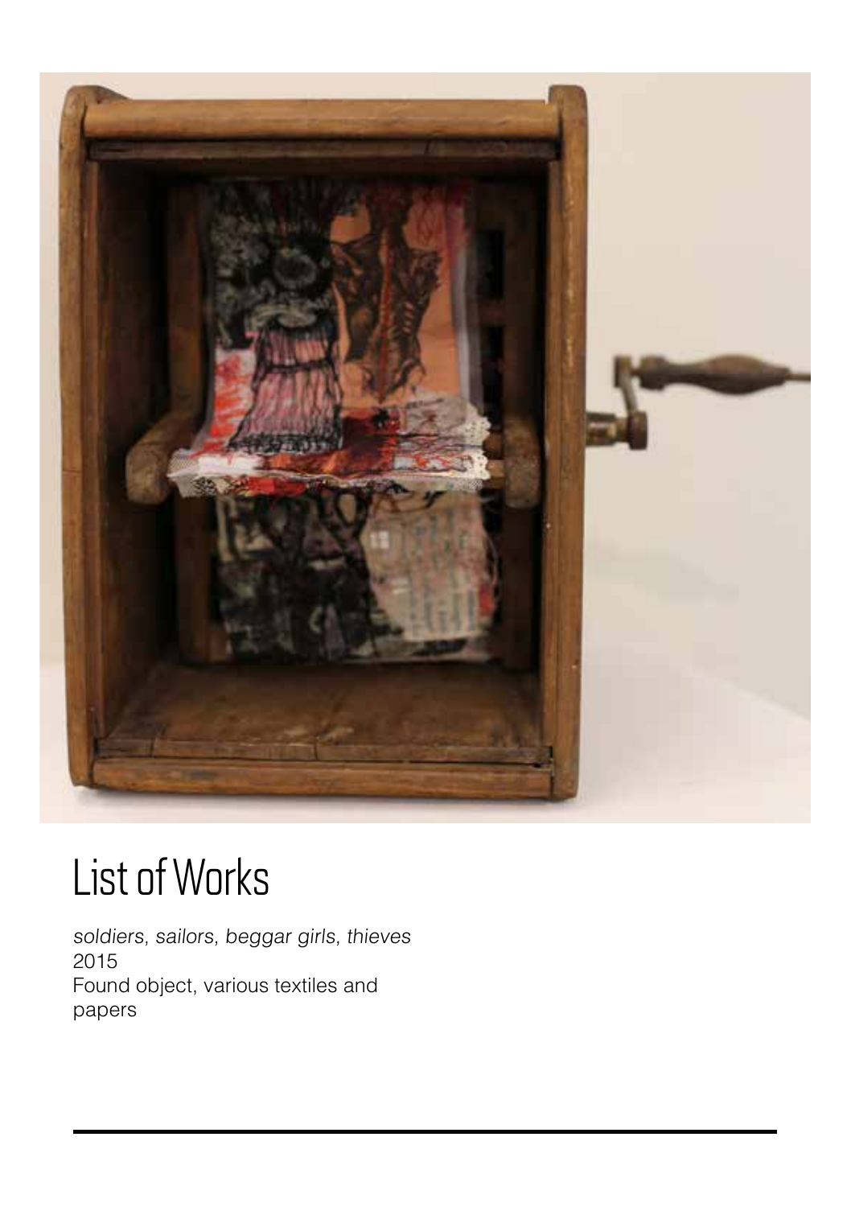# List of Works

*soldiers, sailors, beggar girls, thieves*
2015
Found object, various textiles and papers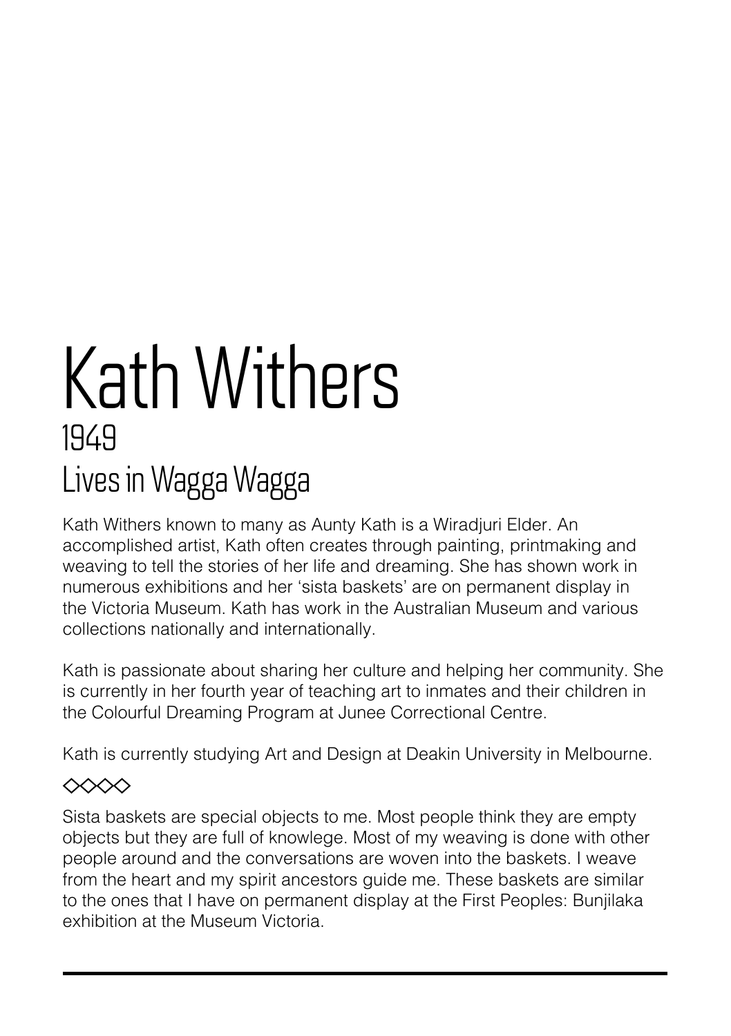# Kath Withers

## 1949

## Lives in Wagga Wagga

Kath Withers known to many as Aunty Kath is a Wiradjuri Elder. An accomplished artist, Kath often creates through painting, printmaking and weaving to tell the stories of her life and dreaming. She has shown work in numerous exhibitions and her 'sista baskets' are on permanent display in the Victoria Museum. Kath has work in the Australian Museum and various collections nationally and internationally.

Kath is passionate about sharing her culture and helping her community. She is currently in her fourth year of teaching art to inmates and their children in the Colourful Dreaming Program at Junee Correctional Centre.

Kath is currently studying Art and Design at Deakin University in Melbourne.

◇◇◇◇

Sista baskets are special objects to me. Most people think they are empty objects but they are full of knowlege. Most of my weaving is done with other people around and the conversations are woven into the baskets. I weave from the heart and my spirit ancestors guide me. These baskets are similar to the ones that I have on permanent display at the First Peoples: Bunjilaka exhibition at the Museum Victoria.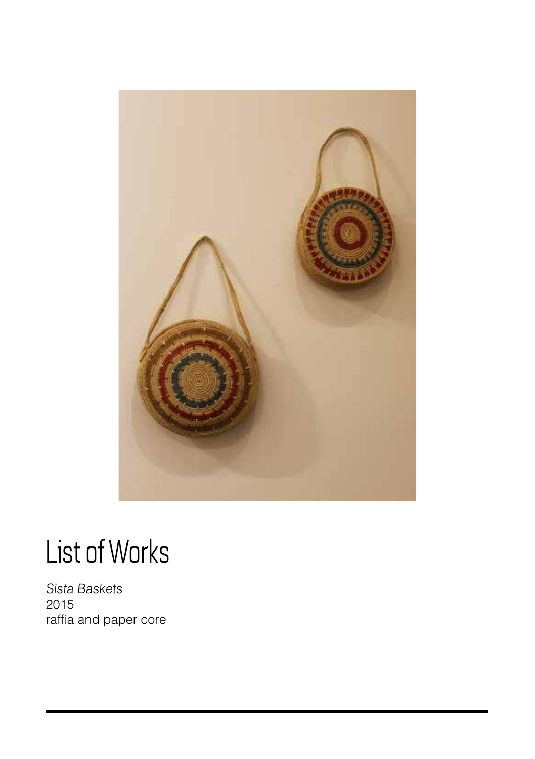# List of Works

*Sista Baskets*
2015
raffia and paper core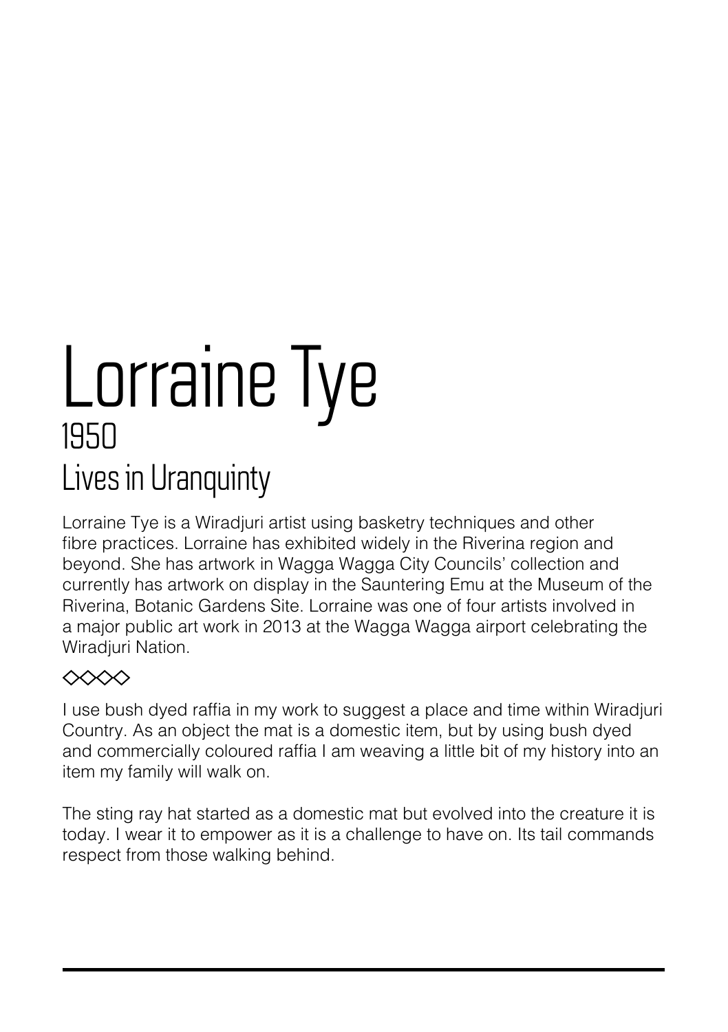# Lorraine Tye

## 1950

## Lives in Uranquinty

Lorraine Tye is a Wiradjuri artist using basketry techniques and other fibre practices. Lorraine has exhibited widely in the Riverina region and beyond. She has artwork in Wagga Wagga City Councils' collection and currently has artwork on display in the Sauntering Emu at the Museum of the Riverina, Botanic Gardens Site. Lorraine was one of four artists involved in a major public art work in 2013 at the Wagga Wagga airport celebrating the Wiradjuri Nation.

◇◇◇◇

I use bush dyed raffia in my work to suggest a place and time within Wiradjuri Country. As an object the mat is a domestic item, but by using bush dyed and commercially coloured raffia I am weaving a little bit of my history into an item my family will walk on.

The sting ray hat started as a domestic mat but evolved into the creature it is today. I wear it to empower as it is a challenge to have on. Its tail commands respect from those walking behind.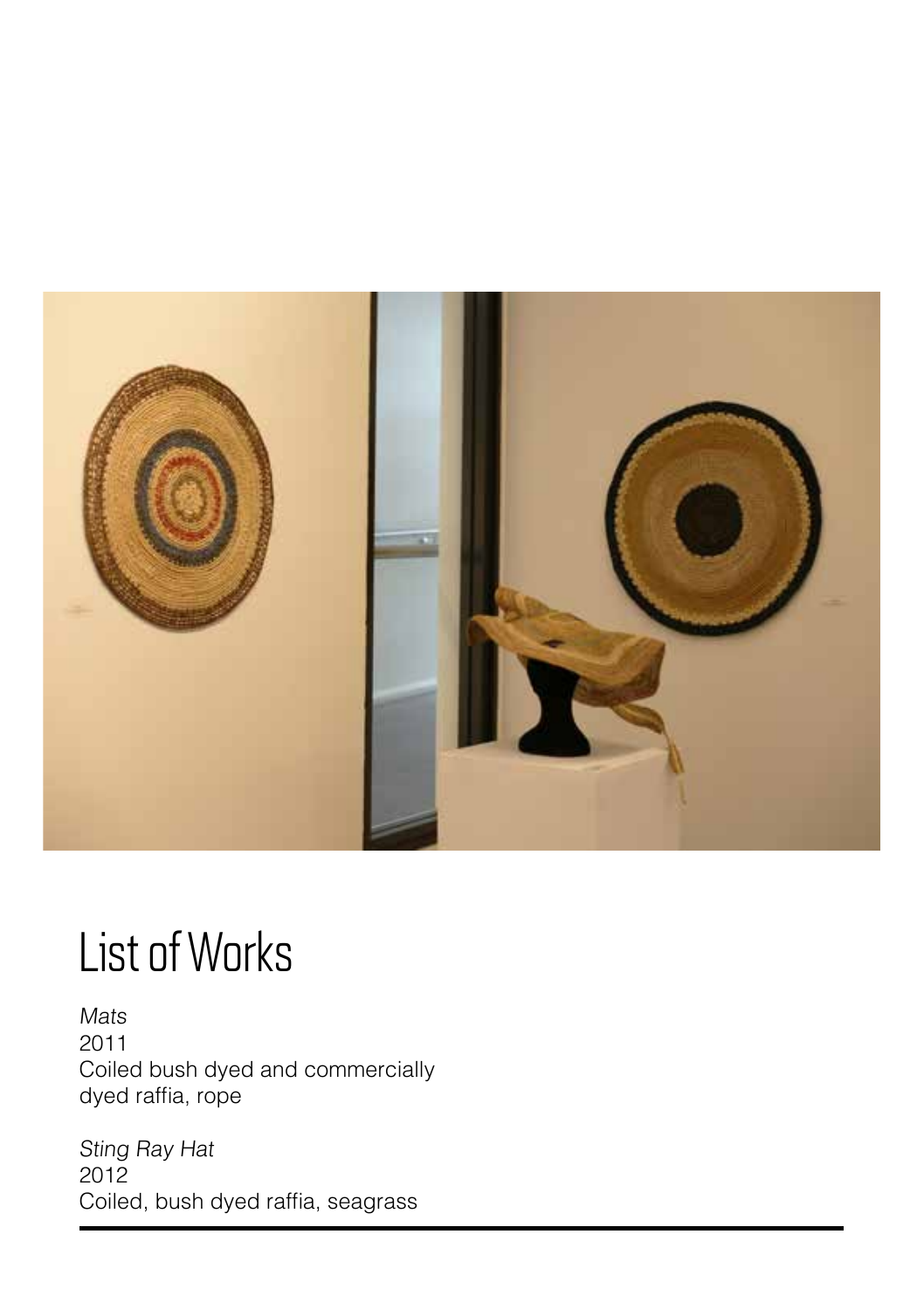# List of Works

*Mats*
2011
Coiled bush dyed and commercially dyed raffia, rope

*Sting Ray Hat*
2012
Coiled, bush dyed raffia, seagrass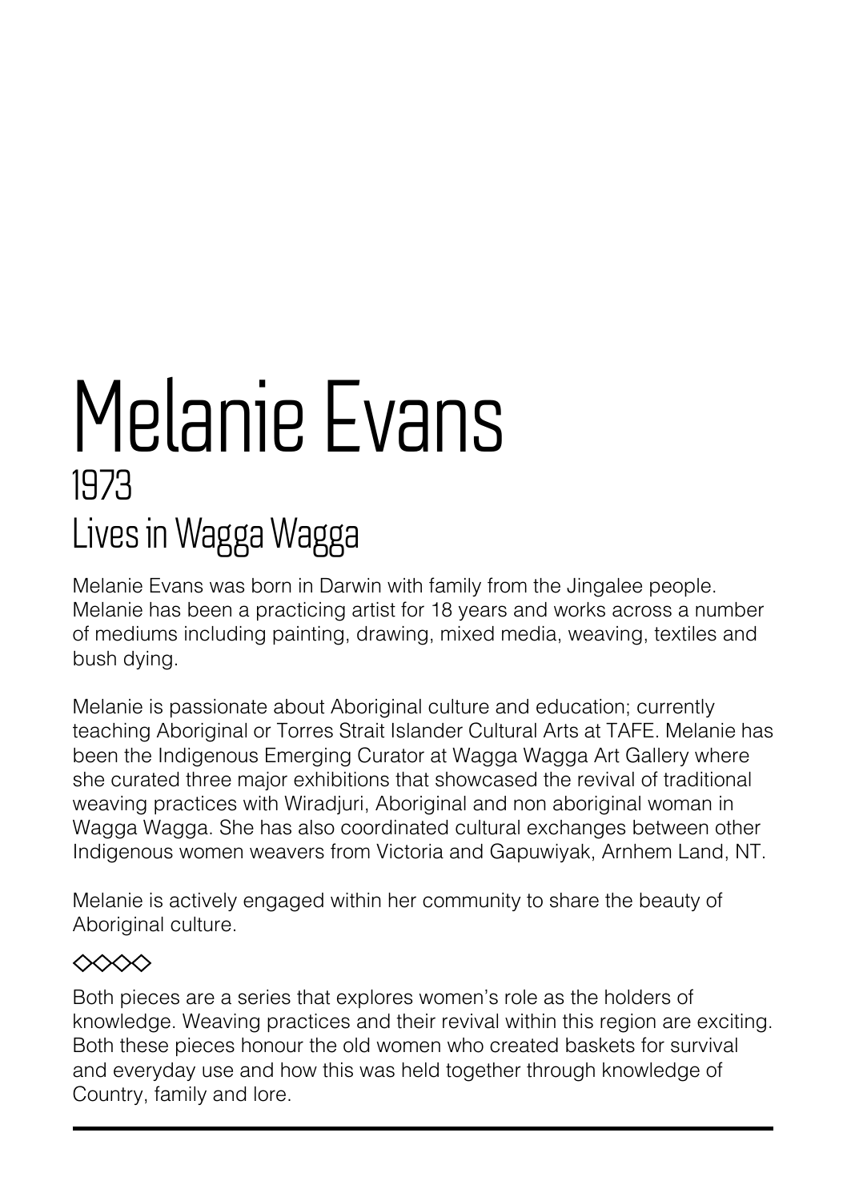# Melanie Evans

## 1973

## Lives in Wagga Wagga

Melanie Evans was born in Darwin with family from the Jingalee people. Melanie has been a practicing artist for 18 years and works across a number of mediums including painting, drawing, mixed media, weaving, textiles and bush dying.

Melanie is passionate about Aboriginal culture and education; currently teaching Aboriginal or Torres Strait Islander Cultural Arts at TAFE. Melanie has been the Indigenous Emerging Curator at Wagga Wagga Art Gallery where she curated three major exhibitions that showcased the revival of traditional weaving practices with Wiradjuri, Aboriginal and non aboriginal woman in Wagga Wagga. She has also coordinated cultural exchanges between other Indigenous women weavers from Victoria and Gapuwiyak, Arnhem Land, NT.

Melanie is actively engaged within her community to share the beauty of Aboriginal culture.

◇◇◇◇

Both pieces are a series that explores women's role as the holders of knowledge. Weaving practices and their revival within this region are exciting. Both these pieces honour the old women who created baskets for survival and everyday use and how this was held together through knowledge of Country, family and lore.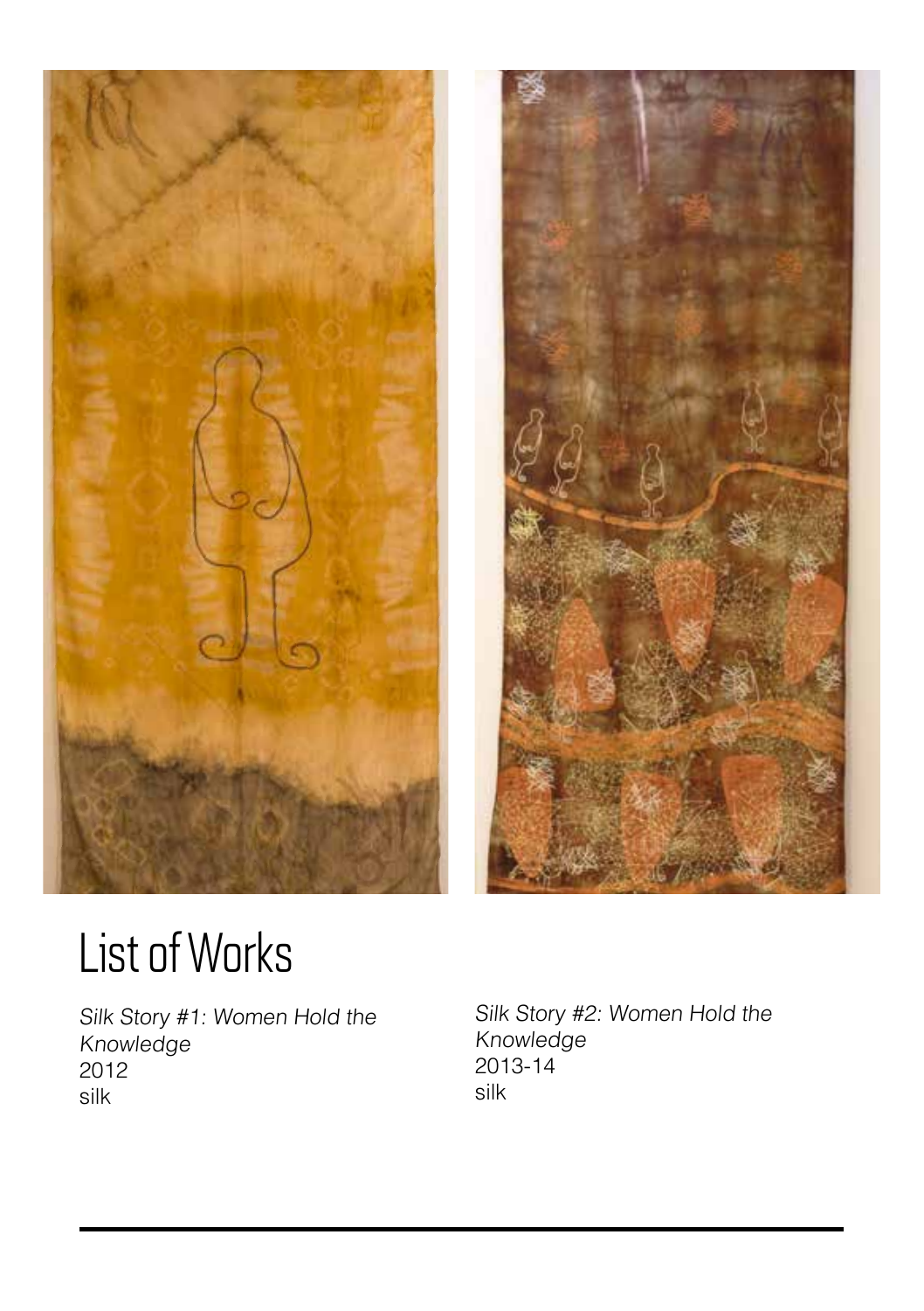# List of Works

*Silk Story #1: Women Hold the Knowledge*
2012
silk

*Silk Story #2: Women Hold the Knowledge*
2013-14
silk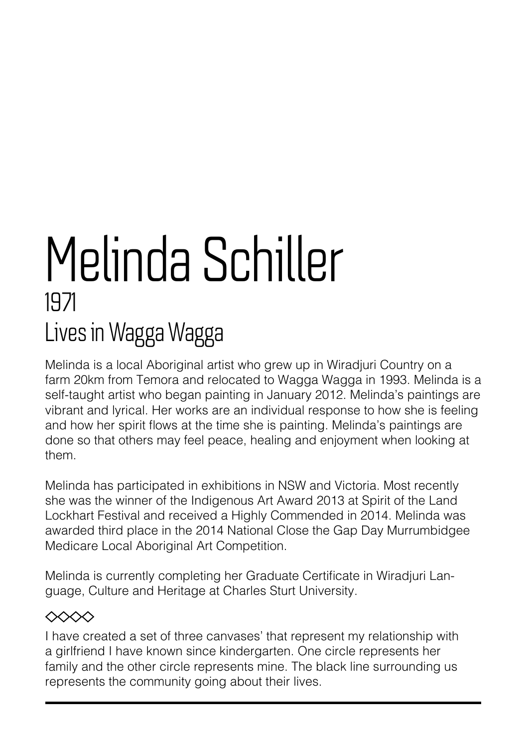# Melinda Schiller

## 1971

## Lives in Wagga Wagga

Melinda is a local Aboriginal artist who grew up in Wiradjuri Country on a farm 20km from Temora and relocated to Wagga Wagga in 1993. Melinda is a self-taught artist who began painting in January 2012. Melinda's paintings are vibrant and lyrical. Her works are an individual response to how she is feeling and how her spirit flows at the time she is painting. Melinda's paintings are done so that others may feel peace, healing and enjoyment when looking at them.

Melinda has participated in exhibitions in NSW and Victoria. Most recently she was the winner of the Indigenous Art Award 2013 at Spirit of the Land Lockhart Festival and received a Highly Commended in 2014. Melinda was awarded third place in the 2014 National Close the Gap Day Murrumbidgee Medicare Local Aboriginal Art Competition.

Melinda is currently completing her Graduate Certificate in Wiradjuri Language, Culture and Heritage at Charles Sturt University.

◇◇◇◇

I have created a set of three canvases' that represent my relationship with a girlfriend I have known since kindergarten. One circle represents her family and the other circle represents mine. The black line surrounding us represents the community going about their lives.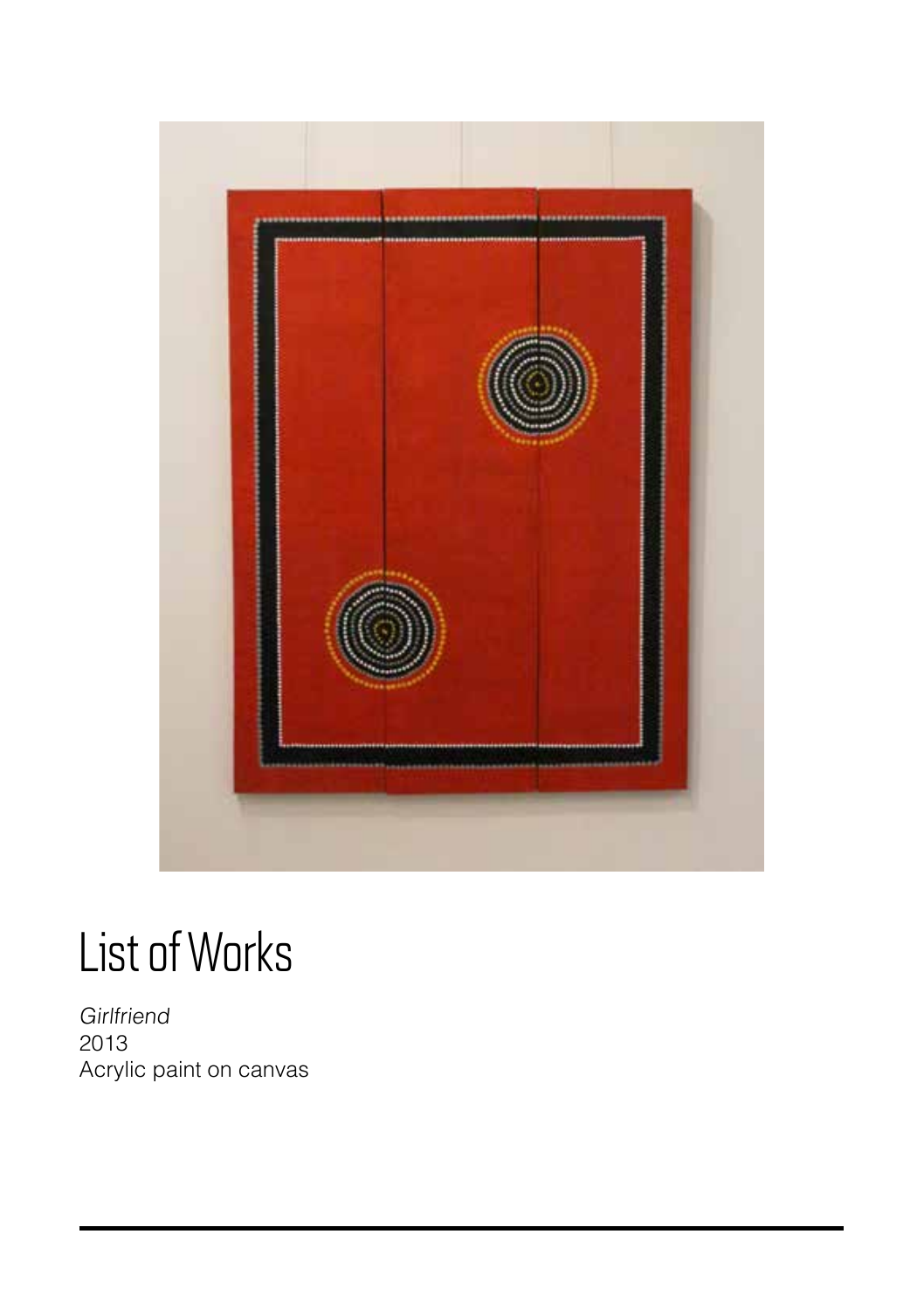# List of Works

*Girlfriend*
2013
Acrylic paint on canvas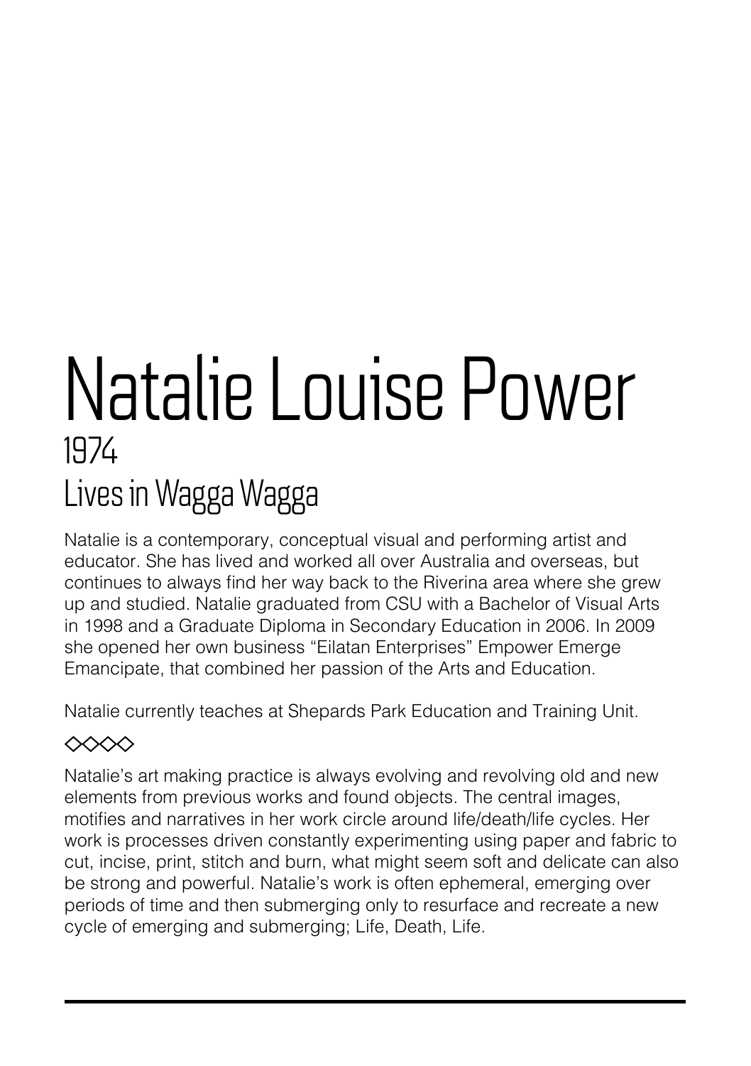# Natalie Louise Power

## 1974

## Lives in Wagga Wagga

Natalie is a contemporary, conceptual visual and performing artist and educator. She has lived and worked all over Australia and overseas, but continues to always find her way back to the Riverina area where she grew up and studied. Natalie graduated from CSU with a Bachelor of Visual Arts in 1998 and a Graduate Diploma in Secondary Education in 2006. In 2009 she opened her own business “Eilatan Enterprises” Empower Emerge Emancipate, that combined her passion of the Arts and Education.

Natalie currently teaches at Shepards Park Education and Training Unit.

◇◇◇◇

Natalie’s art making practice is always evolving and revolving old and new elements from previous works and found objects. The central images, motifies and narratives in her work circle around life/death/life cycles. Her work is processes driven constantly experimenting using paper and fabric to cut, incise, print, stitch and burn, what might seem soft and delicate can also be strong and powerful. Natalie’s work is often ephemeral, emerging over periods of time and then submerging only to resurface and recreate a new cycle of emerging and submerging; Life, Death, Life.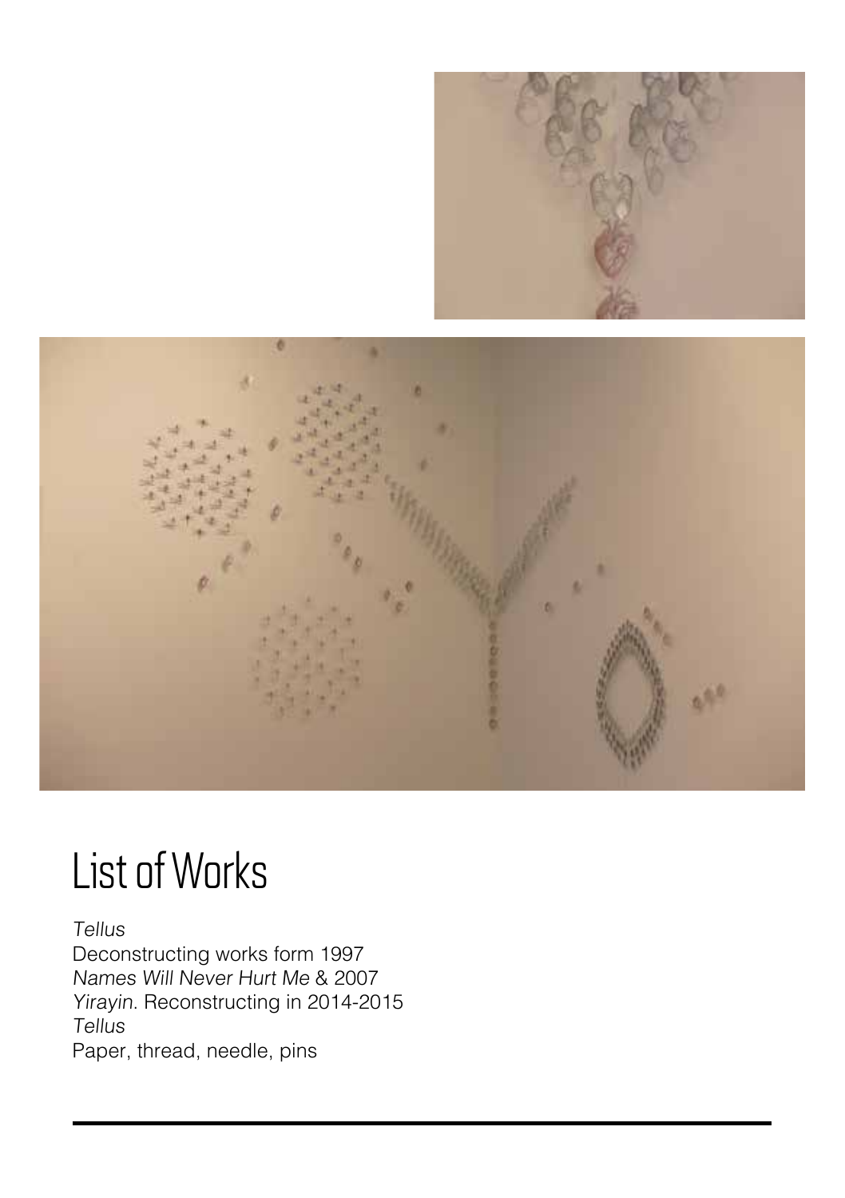# List of Works

*Tellus*
Deconstructing works form 1997
*Names Will Never Hurt Me* & 2007
*Yirayin*. Reconstructing in 2014-2015
*Tellus*
Paper, thread, needle, pins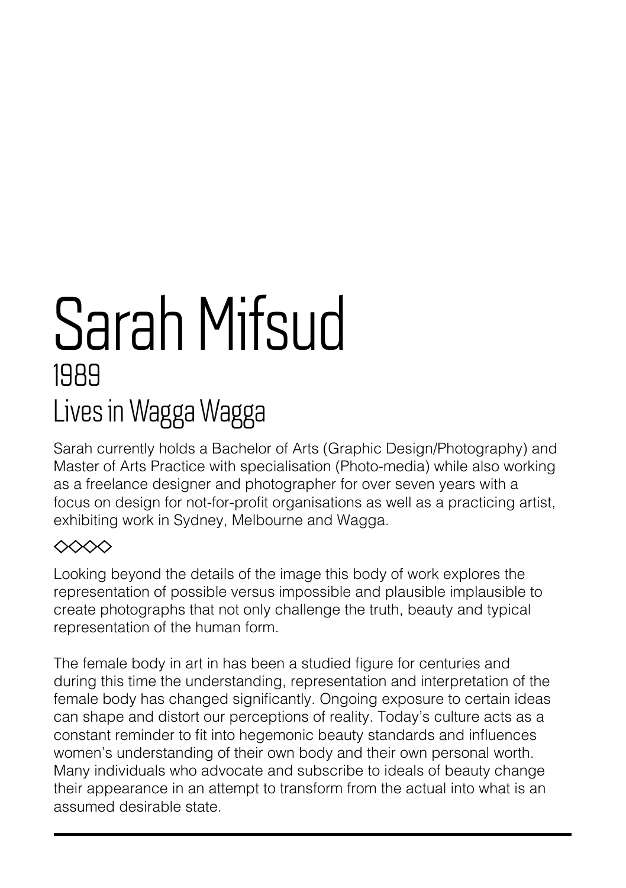# Sarah Mifsud

## 1989

## Lives in Wagga Wagga

Sarah currently holds a Bachelor of Arts (Graphic Design/Photography) and Master of Arts Practice with specialisation (Photo-media) while also working as a freelance designer and photographer for over seven years with a focus on design for not-for-profit organisations as well as a practicing artist, exhibiting work in Sydney, Melbourne and Wagga.

◇◇◇◇

Looking beyond the details of the image this body of work explores the representation of possible versus impossible and plausible implausible to create photographs that not only challenge the truth, beauty and typical representation of the human form.

The female body in art in has been a studied figure for centuries and during this time the understanding, representation and interpretation of the female body has changed significantly. Ongoing exposure to certain ideas can shape and distort our perceptions of reality. Today's culture acts as a constant reminder to fit into hegemonic beauty standards and influences women's understanding of their own body and their own personal worth. Many individuals who advocate and subscribe to ideals of beauty change their appearance in an attempt to transform from the actual into what is an assumed desirable state.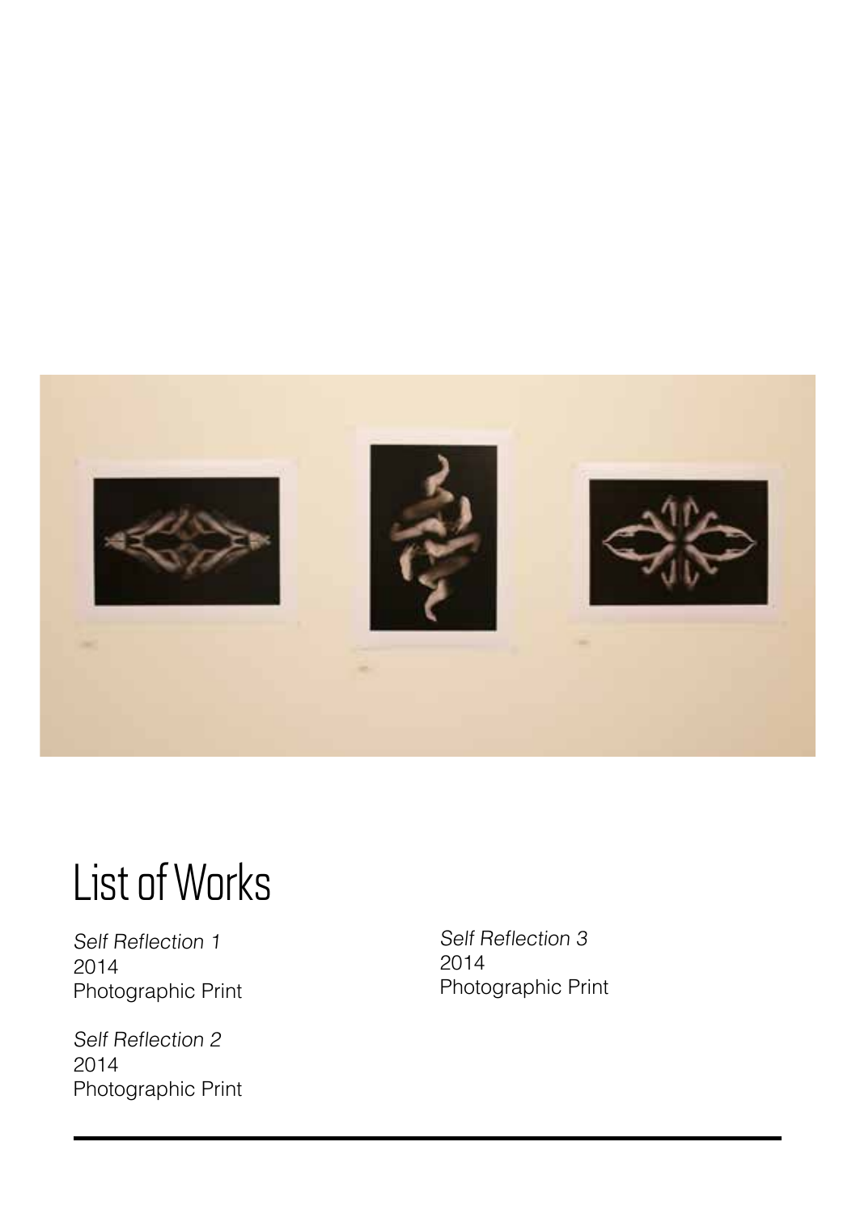# List of Works

*Self Reflection 1*
2014
Photographic Print

*Self Reflection 2*
2014
Photographic Print

*Self Reflection 3*
2014
Photographic Print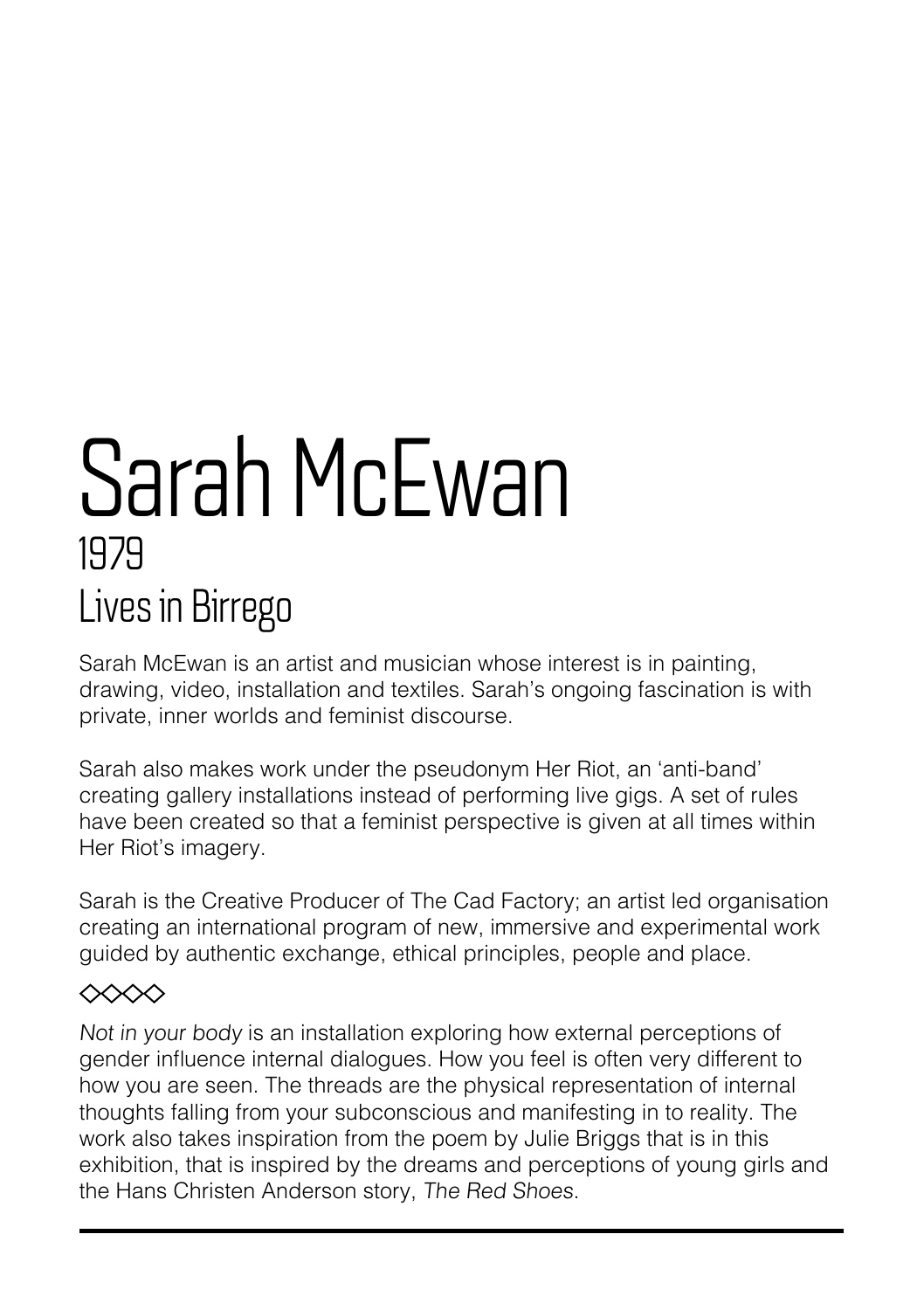# Sarah McEwan

## 1979

## Lives in Birrego

Sarah McEwan is an artist and musician whose interest is in painting, drawing, video, installation and textiles. Sarah's ongoing fascination is with private, inner worlds and feminist discourse.

Sarah also makes work under the pseudonym Her Riot, an 'anti-band' creating gallery installations instead of performing live gigs. A set of rules have been created so that a feminist perspective is given at all times within Her Riot's imagery.

Sarah is the Creative Producer of The Cad Factory; an artist led organisation creating an international program of new, immersive and experimental work guided by authentic exchange, ethical principles, people and place.

◇◇◇◇

*Not in your body* is an installation exploring how external perceptions of gender influence internal dialogues. How you feel is often very different to how you are seen. The threads are the physical representation of internal thoughts falling from your subconscious and manifesting in to reality. The work also takes inspiration from the poem by Julie Briggs that is in this exhibition, that is inspired by the dreams and perceptions of young girls and the Hans Christen Anderson story, *The Red Shoes*.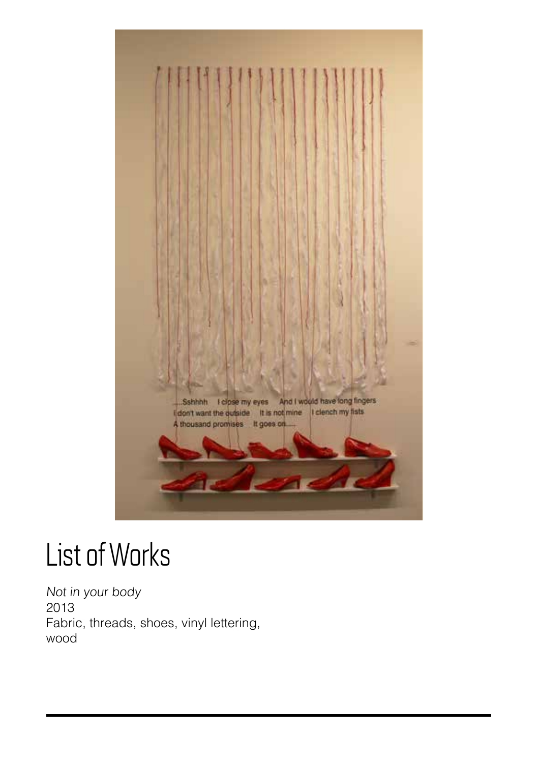# List of Works

*Not in your body*
2013
Fabric, threads, shoes, vinyl lettering, wood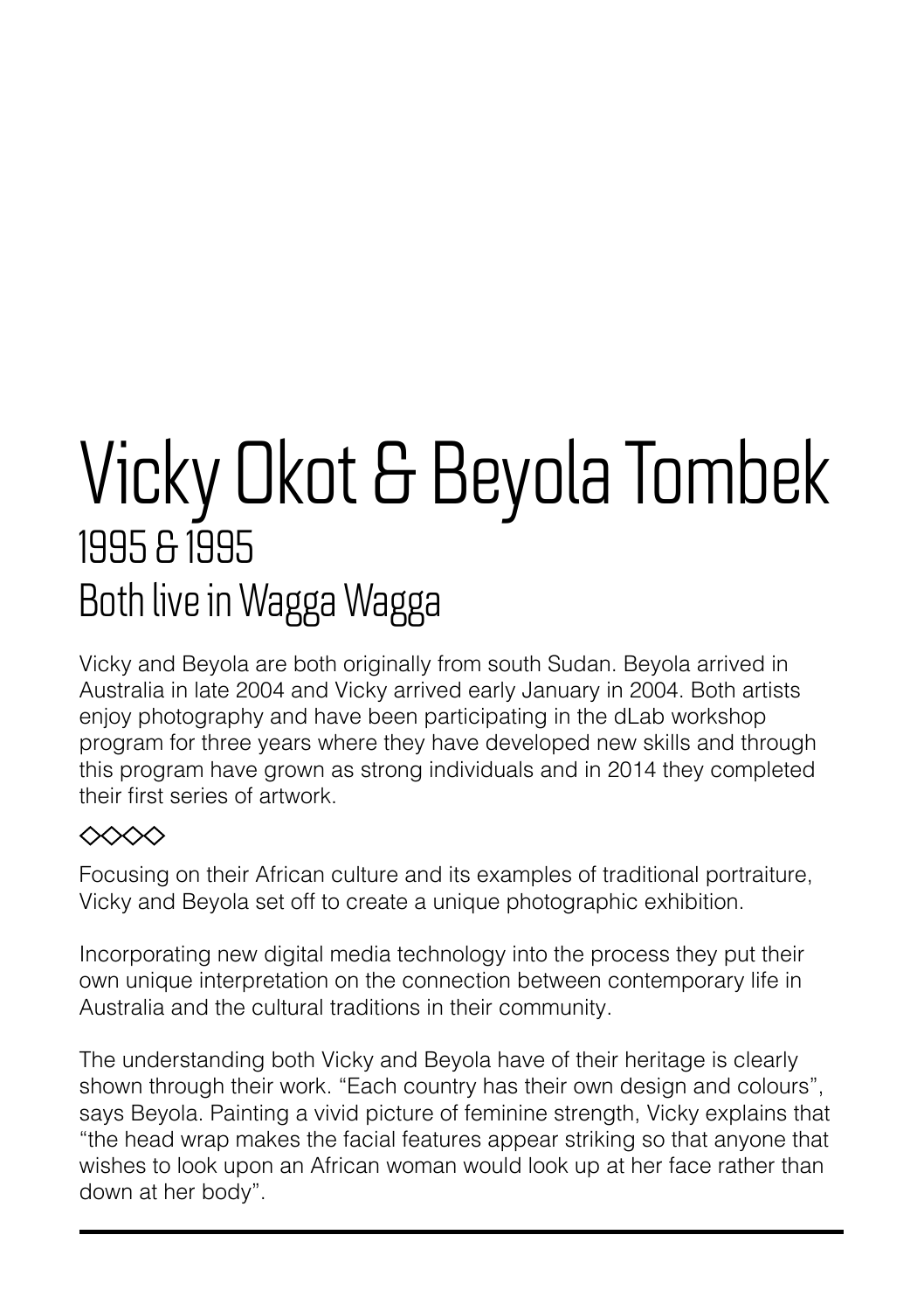# Vicky Okot & Beyola Tombek

## 1995 & 1995

## Both live in Wagga Wagga

Vicky and Beyola are both originally from south Sudan. Beyola arrived in Australia in late 2004 and Vicky arrived early January in 2004. Both artists enjoy photography and have been participating in the dLab workshop program for three years where they have developed new skills and through this program have grown as strong individuals and in 2014 they completed their first series of artwork.

◇◇◇◇

Focusing on their African culture and its examples of traditional portraiture, Vicky and Beyola set off to create a unique photographic exhibition.

Incorporating new digital media technology into the process they put their own unique interpretation on the connection between contemporary life in Australia and the cultural traditions in their community.

The understanding both Vicky and Beyola have of their heritage is clearly shown through their work. "Each country has their own design and colours", says Beyola. Painting a vivid picture of feminine strength, Vicky explains that "the head wrap makes the facial features appear striking so that anyone that wishes to look upon an African woman would look up at her face rather than down at her body".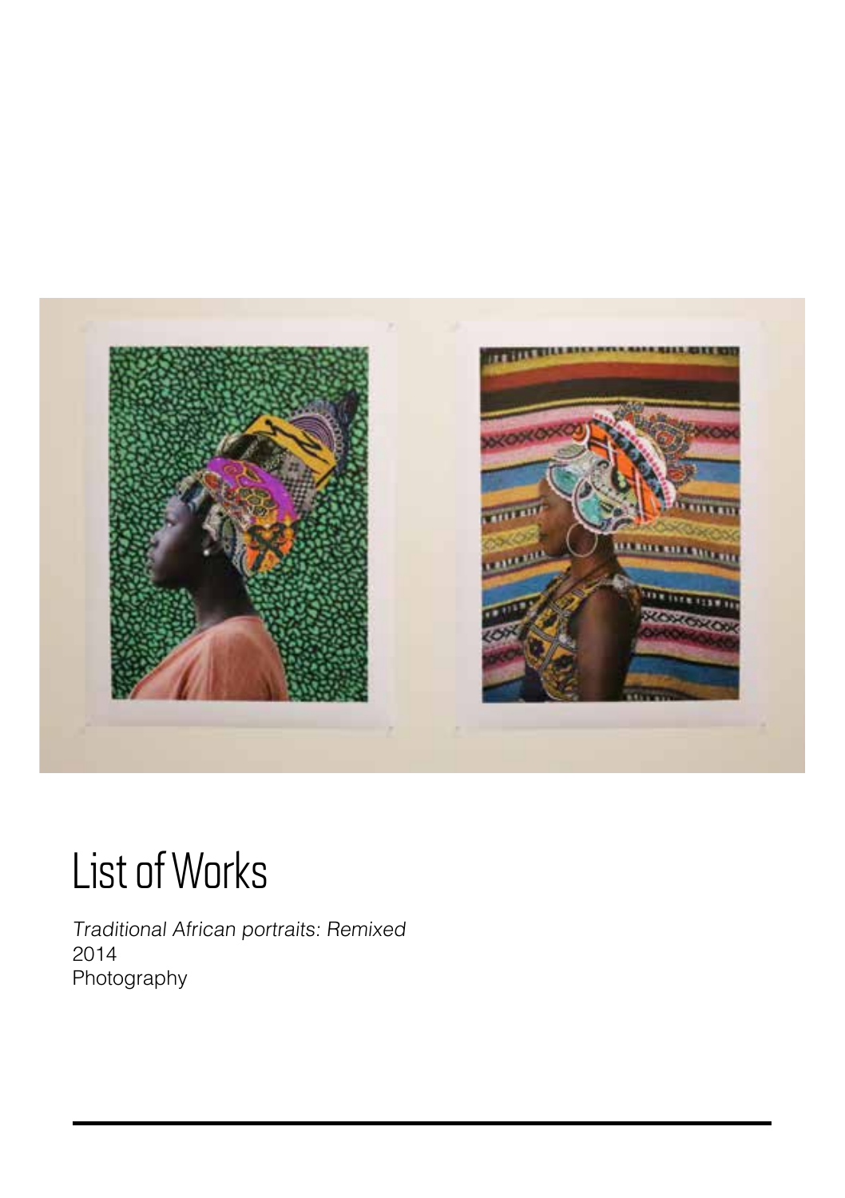# List of Works

*Traditional African portraits: Remixed*
2014
Photography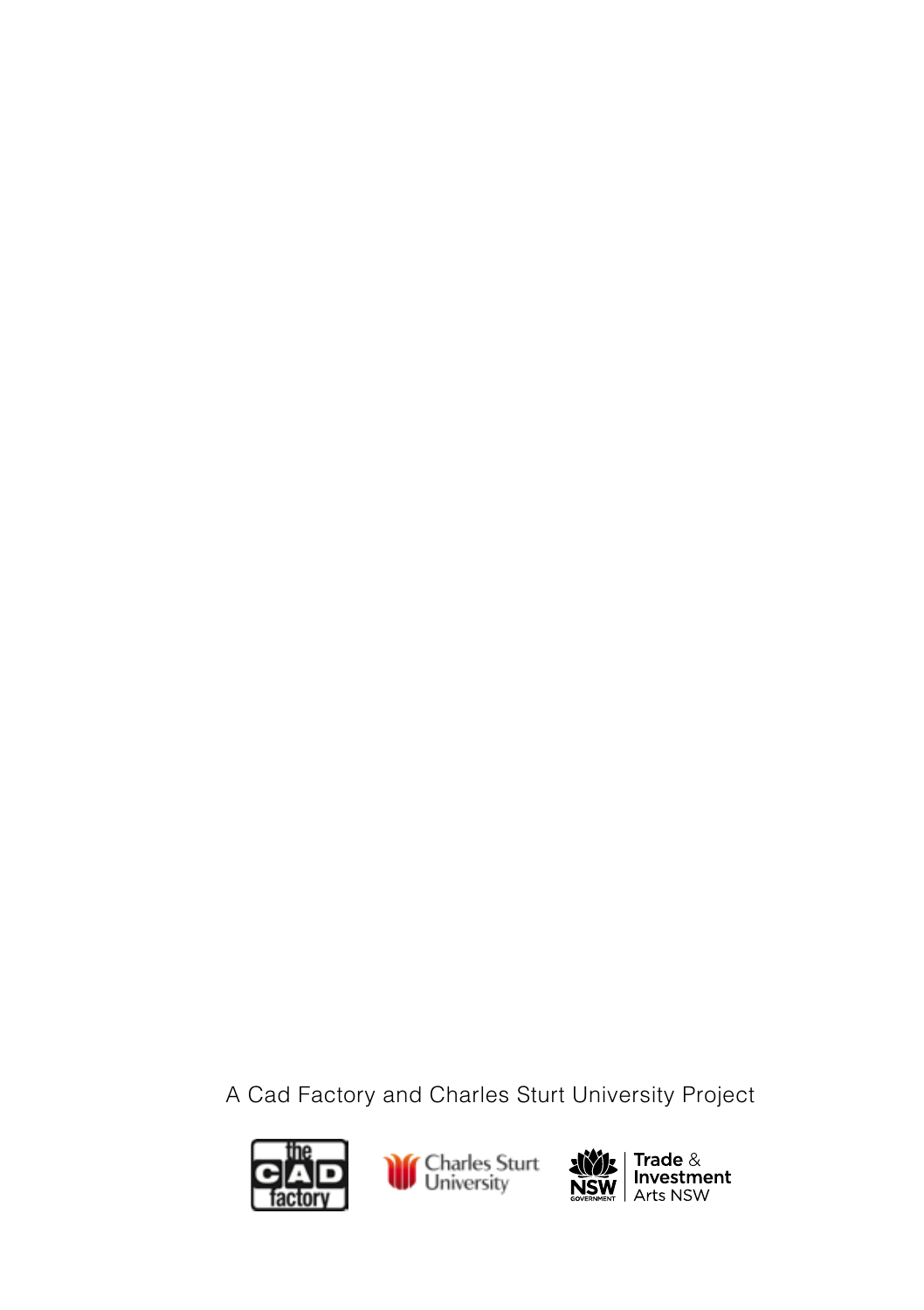A Cad Factory and Charles Sturt University Project